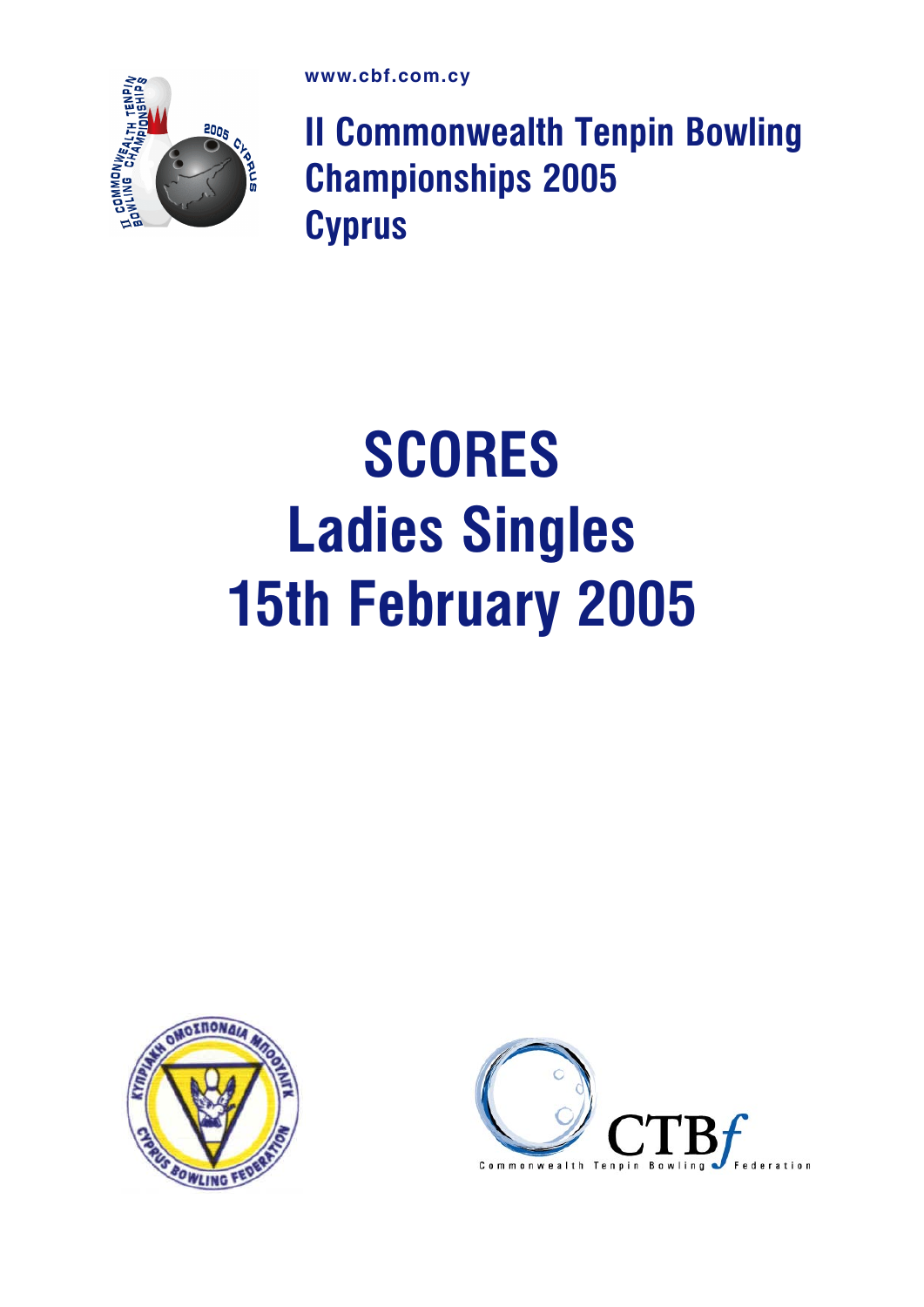www.cbf.com.cy

# II Commonwealth Tenpin Bowling Championships 2005 Cyprus

# SCORES
# Ladies Singles
# 15th February 2005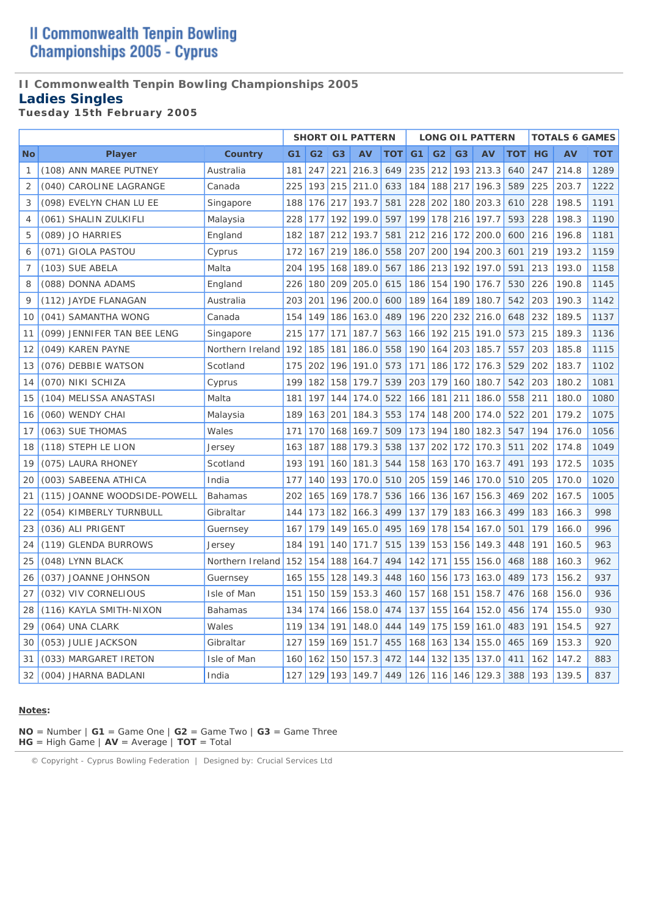# II Commonwealth Tenpin Bowling Championships 2005 - Cyprus

### II Commonwealth Tenpin Bowling Championships 2005

## Ladies Singles

**Tuesday 15th February 2005**

| | | | SHORT OIL PATTERN | | | | | LONG OIL PATTERN | | | | | TOTALS 6 GAMES | | |
|---|---|---|---|---|---|---|---|---|---|---|---|---|---|---|---|
| **No** | **Player** | **Country** | **G1** | **G2** | **G3** | **AV** | **TOT** | **G1** | **G2** | **G3** | **AV** | **TOT** | **HG** | **AV** | **TOT** |
| 1 | (108) ANN MAREE PUTNEY | Australia | 181 | 247 | 221 | 216.3 | 649 | 235 | 212 | 193 | 213.3 | 640 | 247 | 214.8 | 1289 |
| 2 | (040) CAROLINE LAGRANGE | Canada | 225 | 193 | 215 | 211.0 | 633 | 184 | 188 | 217 | 196.3 | 589 | 225 | 203.7 | 1222 |
| 3 | (098) EVELYN CHAN LU EE | Singapore | 188 | 176 | 217 | 193.7 | 581 | 228 | 202 | 180 | 203.3 | 610 | 228 | 198.5 | 1191 |
| 4 | (061) SHALIN ZULKIFLI | Malaysia | 228 | 177 | 192 | 199.0 | 597 | 199 | 178 | 216 | 197.7 | 593 | 228 | 198.3 | 1190 |
| 5 | (089) JO HARRIES | England | 182 | 187 | 212 | 193.7 | 581 | 212 | 216 | 172 | 200.0 | 600 | 216 | 196.8 | 1181 |
| 6 | (071) GIOLA PASTOU | Cyprus | 172 | 167 | 219 | 186.0 | 558 | 207 | 200 | 194 | 200.3 | 601 | 219 | 193.2 | 1159 |
| 7 | (103) SUE ABELA | Malta | 204 | 195 | 168 | 189.0 | 567 | 186 | 213 | 192 | 197.0 | 591 | 213 | 193.0 | 1158 |
| 8 | (088) DONNA ADAMS | England | 226 | 180 | 209 | 205.0 | 615 | 186 | 154 | 190 | 176.7 | 530 | 226 | 190.8 | 1145 |
| 9 | (112) JAYDE FLANAGAN | Australia | 203 | 201 | 196 | 200.0 | 600 | 189 | 164 | 189 | 180.7 | 542 | 203 | 190.3 | 1142 |
| 10 | (041) SAMANTHA WONG | Canada | 154 | 149 | 186 | 163.0 | 489 | 196 | 220 | 232 | 216.0 | 648 | 232 | 189.5 | 1137 |
| 11 | (099) JENNIFER TAN BEE LENG | Singapore | 215 | 177 | 171 | 187.7 | 563 | 166 | 192 | 215 | 191.0 | 573 | 215 | 189.3 | 1136 |
| 12 | (049) KAREN PAYNE | Northern Ireland | 192 | 185 | 181 | 186.0 | 558 | 190 | 164 | 203 | 185.7 | 557 | 203 | 185.8 | 1115 |
| 13 | (076) DEBBIE WATSON | Scotland | 175 | 202 | 196 | 191.0 | 573 | 171 | 186 | 172 | 176.3 | 529 | 202 | 183.7 | 1102 |
| 14 | (070) NIKI SCHIZA | Cyprus | 199 | 182 | 158 | 179.7 | 539 | 203 | 179 | 160 | 180.7 | 542 | 203 | 180.2 | 1081 |
| 15 | (104) MELISSA ANASTASI | Malta | 181 | 197 | 144 | 174.0 | 522 | 166 | 181 | 211 | 186.0 | 558 | 211 | 180.0 | 1080 |
| 16 | (060) WENDY CHAI | Malaysia | 189 | 163 | 201 | 184.3 | 553 | 174 | 148 | 200 | 174.0 | 522 | 201 | 179.2 | 1075 |
| 17 | (063) SUE THOMAS | Wales | 171 | 170 | 168 | 169.7 | 509 | 173 | 194 | 180 | 182.3 | 547 | 194 | 176.0 | 1056 |
| 18 | (118) STEPH LE LION | Jersey | 163 | 187 | 188 | 179.3 | 538 | 137 | 202 | 172 | 170.3 | 511 | 202 | 174.8 | 1049 |
| 19 | (075) LAURA RHONEY | Scotland | 193 | 191 | 160 | 181.3 | 544 | 158 | 163 | 170 | 163.7 | 491 | 193 | 172.5 | 1035 |
| 20 | (003) SABEENA ATHICA | India | 177 | 140 | 193 | 170.0 | 510 | 205 | 159 | 146 | 170.0 | 510 | 205 | 170.0 | 1020 |
| 21 | (115) JOANNE WOODSIDE-POWELL | Bahamas | 202 | 165 | 169 | 178.7 | 536 | 166 | 136 | 167 | 156.3 | 469 | 202 | 167.5 | 1005 |
| 22 | (054) KIMBERLY TURNBULL | Gibraltar | 144 | 173 | 182 | 166.3 | 499 | 137 | 179 | 183 | 166.3 | 499 | 183 | 166.3 | 998 |
| 23 | (036) ALI PRIGENT | Guernsey | 167 | 179 | 149 | 165.0 | 495 | 169 | 178 | 154 | 167.0 | 501 | 179 | 166.0 | 996 |
| 24 | (119) GLENDA BURROWS | Jersey | 184 | 191 | 140 | 171.7 | 515 | 139 | 153 | 156 | 149.3 | 448 | 191 | 160.5 | 963 |
| 25 | (048) LYNN BLACK | Northern Ireland | 152 | 154 | 188 | 164.7 | 494 | 142 | 171 | 155 | 156.0 | 468 | 188 | 160.3 | 962 |
| 26 | (037) JOANNE JOHNSON | Guernsey | 165 | 155 | 128 | 149.3 | 448 | 160 | 156 | 173 | 163.0 | 489 | 173 | 156.2 | 937 |
| 27 | (032) VIV CORNELIOUS | Isle of Man | 151 | 150 | 159 | 153.3 | 460 | 157 | 168 | 151 | 158.7 | 476 | 168 | 156.0 | 936 |
| 28 | (116) KAYLA SMITH-NIXON | Bahamas | 134 | 174 | 166 | 158.0 | 474 | 137 | 155 | 164 | 152.0 | 456 | 174 | 155.0 | 930 |
| 29 | (064) UNA CLARK | Wales | 119 | 134 | 191 | 148.0 | 444 | 149 | 175 | 159 | 161.0 | 483 | 191 | 154.5 | 927 |
| 30 | (053) JULIE JACKSON | Gibraltar | 127 | 159 | 169 | 151.7 | 455 | 168 | 163 | 134 | 155.0 | 465 | 169 | 153.3 | 920 |
| 31 | (033) MARGARET IRETON | Isle of Man | 160 | 162 | 150 | 157.3 | 472 | 144 | 132 | 135 | 137.0 | 411 | 162 | 147.2 | 883 |
| 32 | (004) JHARNA BADLANI | India | 127 | 129 | 193 | 149.7 | 449 | 126 | 116 | 146 | 129.3 | 388 | 193 | 139.5 | 837 |

**Notes:**

**NO** = Number | **G1** = Game One | **G2** = Game Two | **G3** = Game Three
**HG** = High Game | **AV** = Average | **TOT** = Total

© Copyright - Cyprus Bowling Federation | Designed by: Crucial Services Ltd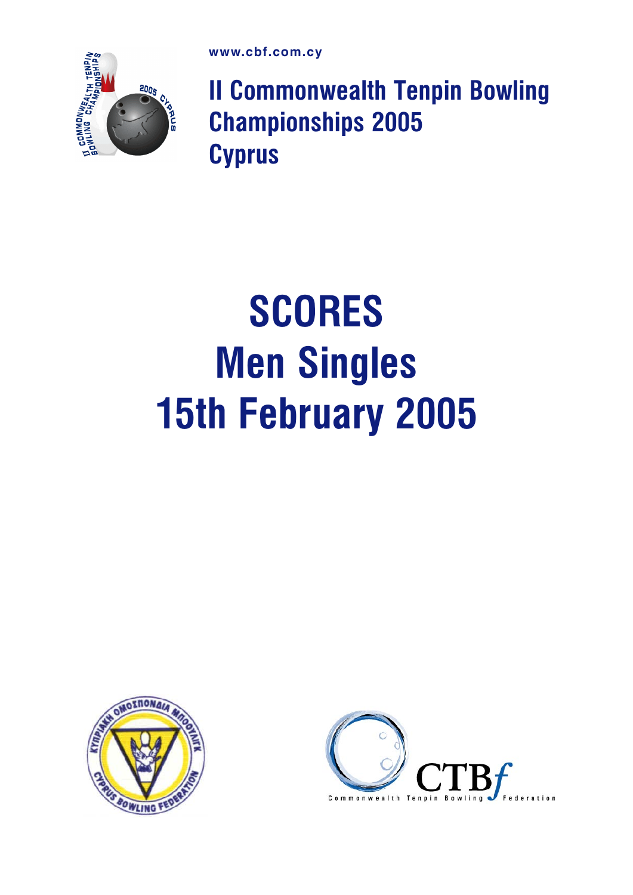www.cbf.com.cy

## II Commonwealth Tenpin Bowling Championships 2005 Cyprus

# SCORES
# Men Singles
# 15th February 2005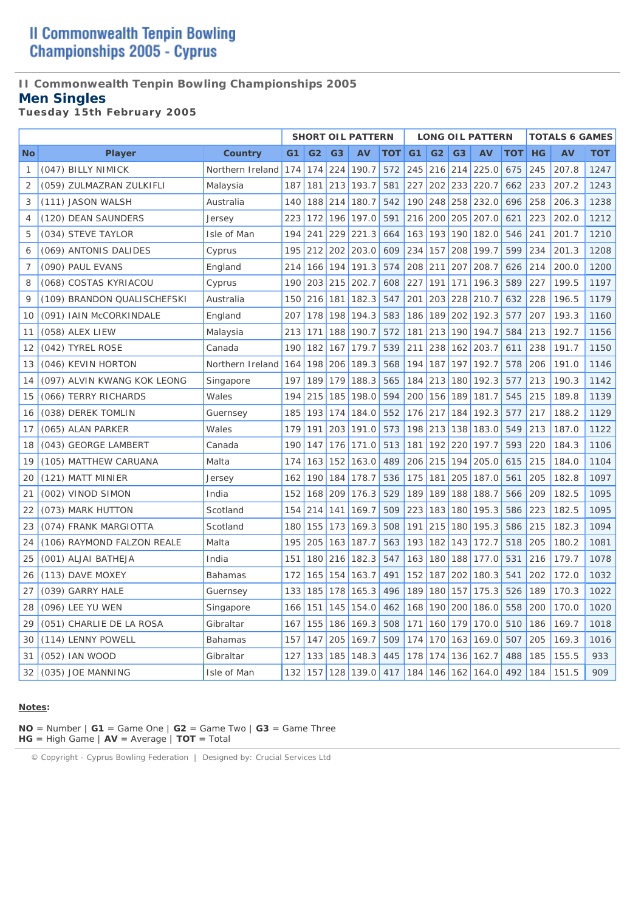# II Commonwealth Tenpin Bowling Championships 2005 - Cyprus

### II Commonwealth Tenpin Bowling Championships 2005

## Men Singles

**Tuesday 15th February 2005**

| | | | SHORT OIL PATTERN | | | | | LONG OIL PATTERN | | | | | TOTALS 6 GAMES | | |
|---|---|---|---|---|---|---|---|---|---|---|---|---|---|---|---|
| **No** | **Player** | **Country** | **G1** | **G2** | **G3** | **AV** | **TOT** | **G1** | **G2** | **G3** | **AV** | **TOT** | **HG** | **AV** | **TOT** |
| 1 | (047) BILLY NIMICK | Northern Ireland | 174 | 174 | 224 | 190.7 | 572 | 245 | 216 | 214 | 225.0 | 675 | 245 | 207.8 | 1247 |
| 2 | (059) ZULMAZRAN ZULKIFLI | Malaysia | 187 | 181 | 213 | 193.7 | 581 | 227 | 202 | 233 | 220.7 | 662 | 233 | 207.2 | 1243 |
| 3 | (111) JASON WALSH | Australia | 140 | 188 | 214 | 180.7 | 542 | 190 | 248 | 258 | 232.0 | 696 | 258 | 206.3 | 1238 |
| 4 | (120) DEAN SAUNDERS | Jersey | 223 | 172 | 196 | 197.0 | 591 | 216 | 200 | 205 | 207.0 | 621 | 223 | 202.0 | 1212 |
| 5 | (034) STEVE TAYLOR | Isle of Man | 194 | 241 | 229 | 221.3 | 664 | 163 | 193 | 190 | 182.0 | 546 | 241 | 201.7 | 1210 |
| 6 | (069) ANTONIS DALIDES | Cyprus | 195 | 212 | 202 | 203.0 | 609 | 234 | 157 | 208 | 199.7 | 599 | 234 | 201.3 | 1208 |
| 7 | (090) PAUL EVANS | England | 214 | 166 | 194 | 191.3 | 574 | 208 | 211 | 207 | 208.7 | 626 | 214 | 200.0 | 1200 |
| 8 | (068) COSTAS KYRIACOU | Cyprus | 190 | 203 | 215 | 202.7 | 608 | 227 | 191 | 171 | 196.3 | 589 | 227 | 199.5 | 1197 |
| 9 | (109) BRANDON QUALISCHEFSKI | Australia | 150 | 216 | 181 | 182.3 | 547 | 201 | 203 | 228 | 210.7 | 632 | 228 | 196.5 | 1179 |
| 10 | (091) IAIN McCORKINDALE | England | 207 | 178 | 198 | 194.3 | 583 | 186 | 189 | 202 | 192.3 | 577 | 207 | 193.3 | 1160 |
| 11 | (058) ALEX LIEW | Malaysia | 213 | 171 | 188 | 190.7 | 572 | 181 | 213 | 190 | 194.7 | 584 | 213 | 192.7 | 1156 |
| 12 | (042) TYREL ROSE | Canada | 190 | 182 | 167 | 179.7 | 539 | 211 | 238 | 162 | 203.7 | 611 | 238 | 191.7 | 1150 |
| 13 | (046) KEVIN HORTON | Northern Ireland | 164 | 198 | 206 | 189.3 | 568 | 194 | 187 | 197 | 192.7 | 578 | 206 | 191.0 | 1146 |
| 14 | (097) ALVIN KWANG KOK LEONG | Singapore | 197 | 189 | 179 | 188.3 | 565 | 184 | 213 | 180 | 192.3 | 577 | 213 | 190.3 | 1142 |
| 15 | (066) TERRY RICHARDS | Wales | 194 | 215 | 185 | 198.0 | 594 | 200 | 156 | 189 | 181.7 | 545 | 215 | 189.8 | 1139 |
| 16 | (038) DEREK TOMLIN | Guernsey | 185 | 193 | 174 | 184.0 | 552 | 176 | 217 | 184 | 192.3 | 577 | 217 | 188.2 | 1129 |
| 17 | (065) ALAN PARKER | Wales | 179 | 191 | 203 | 191.0 | 573 | 198 | 213 | 138 | 183.0 | 549 | 213 | 187.0 | 1122 |
| 18 | (043) GEORGE LAMBERT | Canada | 190 | 147 | 176 | 171.0 | 513 | 181 | 192 | 220 | 197.7 | 593 | 220 | 184.3 | 1106 |
| 19 | (105) MATTHEW CARUANA | Malta | 174 | 163 | 152 | 163.0 | 489 | 206 | 215 | 194 | 205.0 | 615 | 215 | 184.0 | 1104 |
| 20 | (121) MATT MINIER | Jersey | 162 | 190 | 184 | 178.7 | 536 | 175 | 181 | 205 | 187.0 | 561 | 205 | 182.8 | 1097 |
| 21 | (002) VINOD SIMON | India | 152 | 168 | 209 | 176.3 | 529 | 189 | 189 | 188 | 188.7 | 566 | 209 | 182.5 | 1095 |
| 22 | (073) MARK HUTTON | Scotland | 154 | 214 | 141 | 169.7 | 509 | 223 | 183 | 180 | 195.3 | 586 | 223 | 182.5 | 1095 |
| 23 | (074) FRANK MARGIOTTA | Scotland | 180 | 155 | 173 | 169.3 | 508 | 191 | 215 | 180 | 195.3 | 586 | 215 | 182.3 | 1094 |
| 24 | (106) RAYMOND FALZON REALE | Malta | 195 | 205 | 163 | 187.7 | 563 | 193 | 182 | 143 | 172.7 | 518 | 205 | 180.2 | 1081 |
| 25 | (001) ALJAI BATHEJA | India | 151 | 180 | 216 | 182.3 | 547 | 163 | 180 | 188 | 177.0 | 531 | 216 | 179.7 | 1078 |
| 26 | (113) DAVE MOXEY | Bahamas | 172 | 165 | 154 | 163.7 | 491 | 152 | 187 | 202 | 180.3 | 541 | 202 | 172.0 | 1032 |
| 27 | (039) GARRY HALE | Guernsey | 133 | 185 | 178 | 165.3 | 496 | 189 | 180 | 157 | 175.3 | 526 | 189 | 170.3 | 1022 |
| 28 | (096) LEE YU WEN | Singapore | 166 | 151 | 145 | 154.0 | 462 | 168 | 190 | 200 | 186.0 | 558 | 200 | 170.0 | 1020 |
| 29 | (051) CHARLIE DE LA ROSA | Gibraltar | 167 | 155 | 186 | 169.3 | 508 | 171 | 160 | 179 | 170.0 | 510 | 186 | 169.7 | 1018 |
| 30 | (114) LENNY POWELL | Bahamas | 157 | 147 | 205 | 169.7 | 509 | 174 | 170 | 163 | 169.0 | 507 | 205 | 169.3 | 1016 |
| 31 | (052) IAN WOOD | Gibraltar | 127 | 133 | 185 | 148.3 | 445 | 178 | 174 | 136 | 162.7 | 488 | 185 | 155.5 | 933 |
| 32 | (035) JOE MANNING | Isle of Man | 132 | 157 | 128 | 139.0 | 417 | 184 | 146 | 162 | 164.0 | 492 | 184 | 151.5 | 909 |

**Notes:**

**NO** = Number | **G1** = Game One | **G2** = Game Two | **G3** = Game Three
**HG** = High Game | **AV** = Average | **TOT** = Total

© Copyright - Cyprus Bowling Federation | Designed by: Crucial Services Ltd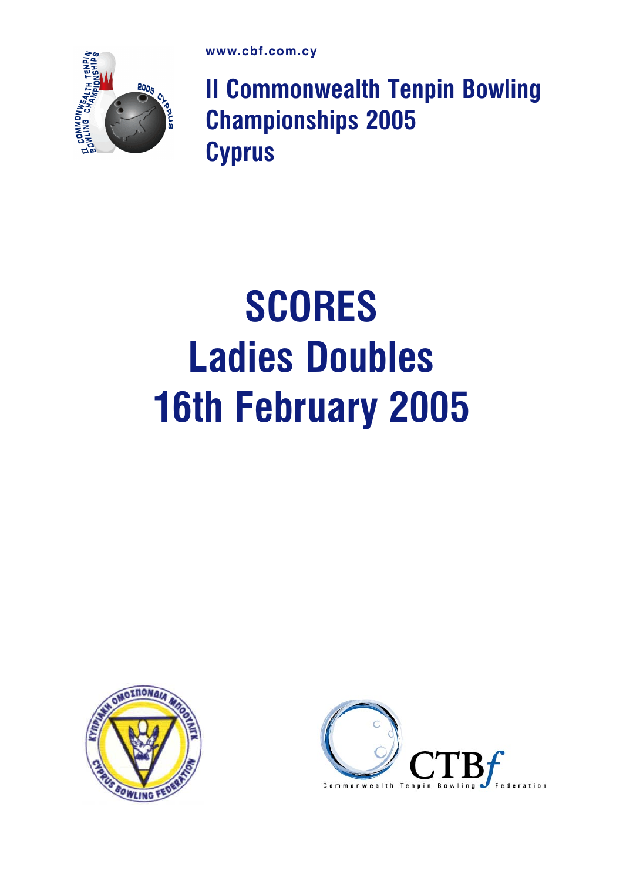www.cbf.com.cy

# II Commonwealth Tenpin Bowling Championships 2005 Cyprus

# SCORES
# Ladies Doubles
# 16th February 2005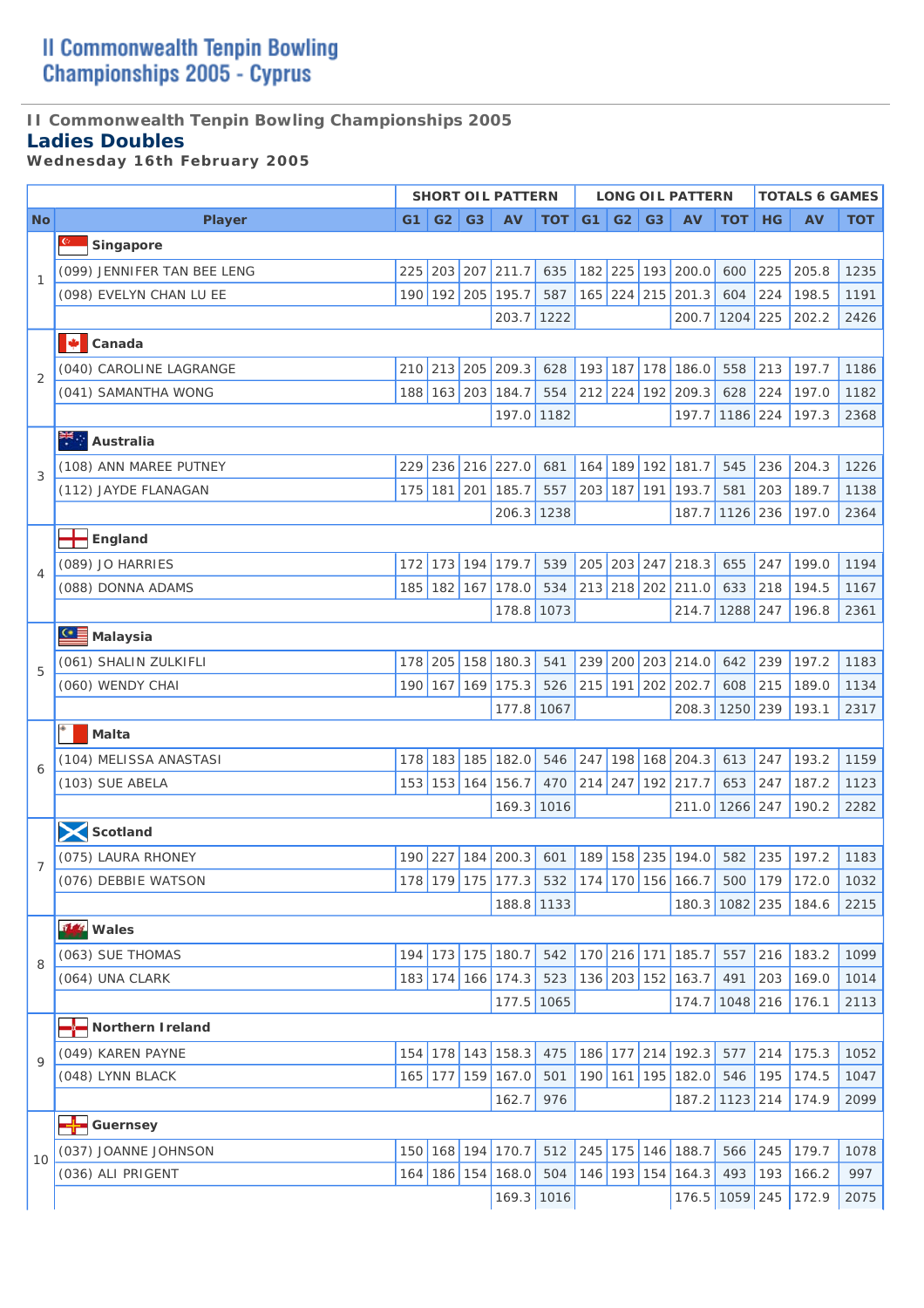# II Commonwealth Tenpin Bowling Championships 2005 - Cyprus

**II Commonwealth Tenpin Bowling Championships 2005**

## Ladies Doubles

**Wednesday 16th February 2005**

| No | Player | SHORT OIL PATTERN | | | | | LONG OIL PATTERN | | | | | TOTALS 6 GAMES | | |
|---|---|---|---|---|---|---|---|---|---|---|---|---|---|---|
| | | G1 | G2 | G3 | AV | TOT | G1 | G2 | G3 | AV | TOT | HG | AV | TOT |
| 1 | **Singapore** | | | | | | | | | | | | | |
| | (099) JENNIFER TAN BEE LENG | 225 | 203 | 207 | 211.7 | 635 | 182 | 225 | 193 | 200.0 | 600 | 225 | 205.8 | 1235 |
| | (098) EVELYN CHAN LU EE | 190 | 192 | 205 | 195.7 | 587 | 165 | 224 | 215 | 201.3 | 604 | 224 | 198.5 | 1191 |
| | | | | | 203.7 | 1222 | | | | 200.7 | 1204 | 225 | 202.2 | 2426 |
| 2 | **Canada** | | | | | | | | | | | | | |
| | (040) CAROLINE LAGRANGE | 210 | 213 | 205 | 209.3 | 628 | 193 | 187 | 178 | 186.0 | 558 | 213 | 197.7 | 1186 |
| | (041) SAMANTHA WONG | 188 | 163 | 203 | 184.7 | 554 | 212 | 224 | 192 | 209.3 | 628 | 224 | 197.0 | 1182 |
| | | | | | 197.0 | 1182 | | | | 197.7 | 1186 | 224 | 197.3 | 2368 |
| 3 | **Australia** | | | | | | | | | | | | | |
| | (108) ANN MAREE PUTNEY | 229 | 236 | 216 | 227.0 | 681 | 164 | 189 | 192 | 181.7 | 545 | 236 | 204.3 | 1226 |
| | (112) JAYDE FLANAGAN | 175 | 181 | 201 | 185.7 | 557 | 203 | 187 | 191 | 193.7 | 581 | 203 | 189.7 | 1138 |
| | | | | | 206.3 | 1238 | | | | 187.7 | 1126 | 236 | 197.0 | 2364 |
| 4 | **England** | | | | | | | | | | | | | |
| | (089) JO HARRIES | 172 | 173 | 194 | 179.7 | 539 | 205 | 203 | 247 | 218.3 | 655 | 247 | 199.0 | 1194 |
| | (088) DONNA ADAMS | 185 | 182 | 167 | 178.0 | 534 | 213 | 218 | 202 | 211.0 | 633 | 218 | 194.5 | 1167 |
| | | | | | 178.8 | 1073 | | | | 214.7 | 1288 | 247 | 196.8 | 2361 |
| 5 | **Malaysia** | | | | | | | | | | | | | |
| | (061) SHALIN ZULKIFLI | 178 | 205 | 158 | 180.3 | 541 | 239 | 200 | 203 | 214.0 | 642 | 239 | 197.2 | 1183 |
| | (060) WENDY CHAI | 190 | 167 | 169 | 175.3 | 526 | 215 | 191 | 202 | 202.7 | 608 | 215 | 189.0 | 1134 |
| | | | | | 177.8 | 1067 | | | | 208.3 | 1250 | 239 | 193.1 | 2317 |
| 6 | **Malta** | | | | | | | | | | | | | |
| | (104) MELISSA ANASTASI | 178 | 183 | 185 | 182.0 | 546 | 247 | 198 | 168 | 204.3 | 613 | 247 | 193.2 | 1159 |
| | (103) SUE ABELA | 153 | 153 | 164 | 156.7 | 470 | 214 | 247 | 192 | 217.7 | 653 | 247 | 187.2 | 1123 |
| | | | | | 169.3 | 1016 | | | | 211.0 | 1266 | 247 | 190.2 | 2282 |
| 7 | **Scotland** | | | | | | | | | | | | | |
| | (075) LAURA RHONEY | 190 | 227 | 184 | 200.3 | 601 | 189 | 158 | 235 | 194.0 | 582 | 235 | 197.2 | 1183 |
| | (076) DEBBIE WATSON | 178 | 179 | 175 | 177.3 | 532 | 174 | 170 | 156 | 166.7 | 500 | 179 | 172.0 | 1032 |
| | | | | | 188.8 | 1133 | | | | 180.3 | 1082 | 235 | 184.6 | 2215 |
| 8 | **Wales** | | | | | | | | | | | | | |
| | (063) SUE THOMAS | 194 | 173 | 175 | 180.7 | 542 | 170 | 216 | 171 | 185.7 | 557 | 216 | 183.2 | 1099 |
| | (064) UNA CLARK | 183 | 174 | 166 | 174.3 | 523 | 136 | 203 | 152 | 163.7 | 491 | 203 | 169.0 | 1014 |
| | | | | | 177.5 | 1065 | | | | 174.7 | 1048 | 216 | 176.1 | 2113 |
| 9 | **Northern Ireland** | | | | | | | | | | | | | |
| | (049) KAREN PAYNE | 154 | 178 | 143 | 158.3 | 475 | 186 | 177 | 214 | 192.3 | 577 | 214 | 175.3 | 1052 |
| | (048) LYNN BLACK | 165 | 177 | 159 | 167.0 | 501 | 190 | 161 | 195 | 182.0 | 546 | 195 | 174.5 | 1047 |
| | | | | | 162.7 | 976 | | | | 187.2 | 1123 | 214 | 174.9 | 2099 |
| 10 | **Guernsey** | | | | | | | | | | | | | |
| | (037) JOANNE JOHNSON | 150 | 168 | 194 | 170.7 | 512 | 245 | 175 | 146 | 188.7 | 566 | 245 | 179.7 | 1078 |
| | (036) ALI PRIGENT | 164 | 186 | 154 | 168.0 | 504 | 146 | 193 | 154 | 164.3 | 493 | 193 | 166.2 | 997 |
| | | | | | 169.3 | 1016 | | | | 176.5 | 1059 | 245 | 172.9 | 2075 |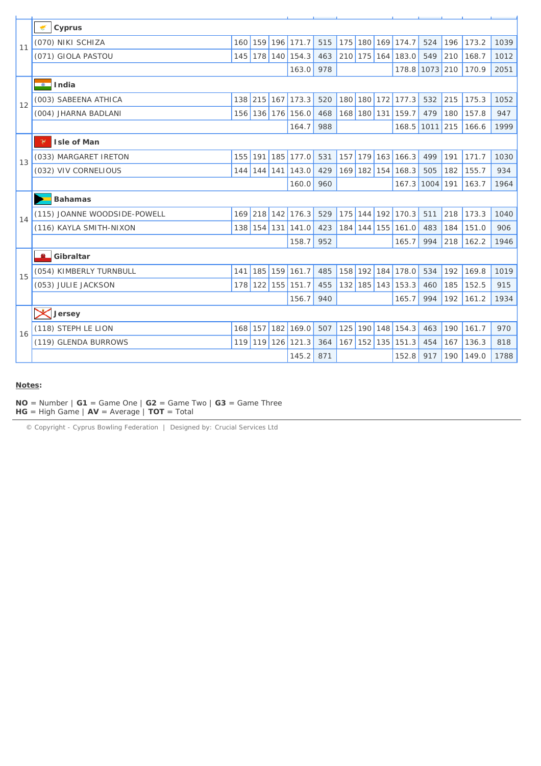| | | | | | | | | | | | | | | |
|---|---|---|---|---|---|---|---|---|---|---|---|---|---|---|
| 11 | **Cyprus** | | | | | | | | | | | | | |
| | (070) NIKI SCHIZA | 160 | 159 | 196 | 171.7 | 515 | 175 | 180 | 169 | 174.7 | 524 | 196 | 173.2 | 1039 |
| | (071) GIOLA PASTOU | 145 | 178 | 140 | 154.3 | 463 | 210 | 175 | 164 | 183.0 | 549 | 210 | 168.7 | 1012 |
| | | | | | 163.0 | 978 | | | | 178.8 | 1073 | 210 | 170.9 | 2051 |
| 12 | **India** | | | | | | | | | | | | | |
| | (003) SABEENA ATHICA | 138 | 215 | 167 | 173.3 | 520 | 180 | 180 | 172 | 177.3 | 532 | 215 | 175.3 | 1052 |
| | (004) JHARNA BADLANI | 156 | 136 | 176 | 156.0 | 468 | 168 | 180 | 131 | 159.7 | 479 | 180 | 157.8 | 947 |
| | | | | | 164.7 | 988 | | | | 168.5 | 1011 | 215 | 166.6 | 1999 |
| 13 | **Isle of Man** | | | | | | | | | | | | | |
| | (033) MARGARET IRETON | 155 | 191 | 185 | 177.0 | 531 | 157 | 179 | 163 | 166.3 | 499 | 191 | 171.7 | 1030 |
| | (032) VIV CORNELIOUS | 144 | 144 | 141 | 143.0 | 429 | 169 | 182 | 154 | 168.3 | 505 | 182 | 155.7 | 934 |
| | | | | | 160.0 | 960 | | | | 167.3 | 1004 | 191 | 163.7 | 1964 |
| 14 | **Bahamas** | | | | | | | | | | | | | |
| | (115) JOANNE WOODSIDE-POWELL | 169 | 218 | 142 | 176.3 | 529 | 175 | 144 | 192 | 170.3 | 511 | 218 | 173.3 | 1040 |
| | (116) KAYLA SMITH-NIXON | 138 | 154 | 131 | 141.0 | 423 | 184 | 144 | 155 | 161.0 | 483 | 184 | 151.0 | 906 |
| | | | | | 158.7 | 952 | | | | 165.7 | 994 | 218 | 162.2 | 1946 |
| 15 | **Gibraltar** | | | | | | | | | | | | | |
| | (054) KIMBERLY TURNBULL | 141 | 185 | 159 | 161.7 | 485 | 158 | 192 | 184 | 178.0 | 534 | 192 | 169.8 | 1019 |
| | (053) JULIE JACKSON | 178 | 122 | 155 | 151.7 | 455 | 132 | 185 | 143 | 153.3 | 460 | 185 | 152.5 | 915 |
| | | | | | 156.7 | 940 | | | | 165.7 | 994 | 192 | 161.2 | 1934 |
| 16 | **Jersey** | | | | | | | | | | | | | |
| | (118) STEPH LE LION | 168 | 157 | 182 | 169.0 | 507 | 125 | 190 | 148 | 154.3 | 463 | 190 | 161.7 | 970 |
| | (119) GLENDA BURROWS | 119 | 119 | 126 | 121.3 | 364 | 167 | 152 | 135 | 151.3 | 454 | 167 | 136.3 | 818 |
| | | | | | 145.2 | 871 | | | | 152.8 | 917 | 190 | 149.0 | 1788 |

**Notes:**

**NO** = Number | **G1** = Game One | **G2** = Game Two | **G3** = Game Three
**HG** = High Game | **AV** = Average | **TOT** = Total

© Copyright - Cyprus Bowling Federation | Designed by: Crucial Services Ltd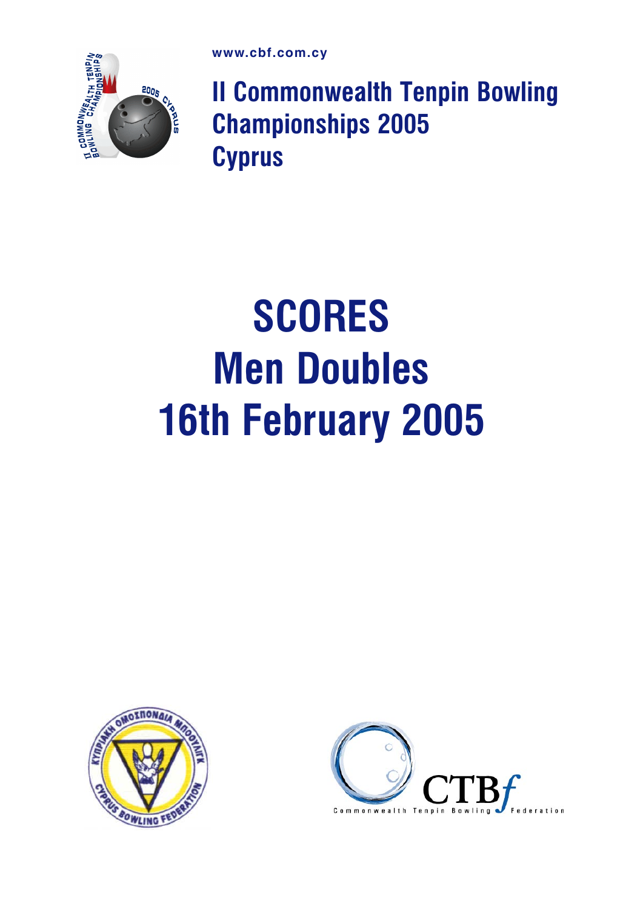www.cbf.com.cy

# II Commonwealth Tenpin Bowling Championships 2005 Cyprus

# SCORES
# Men Doubles
# 16th February 2005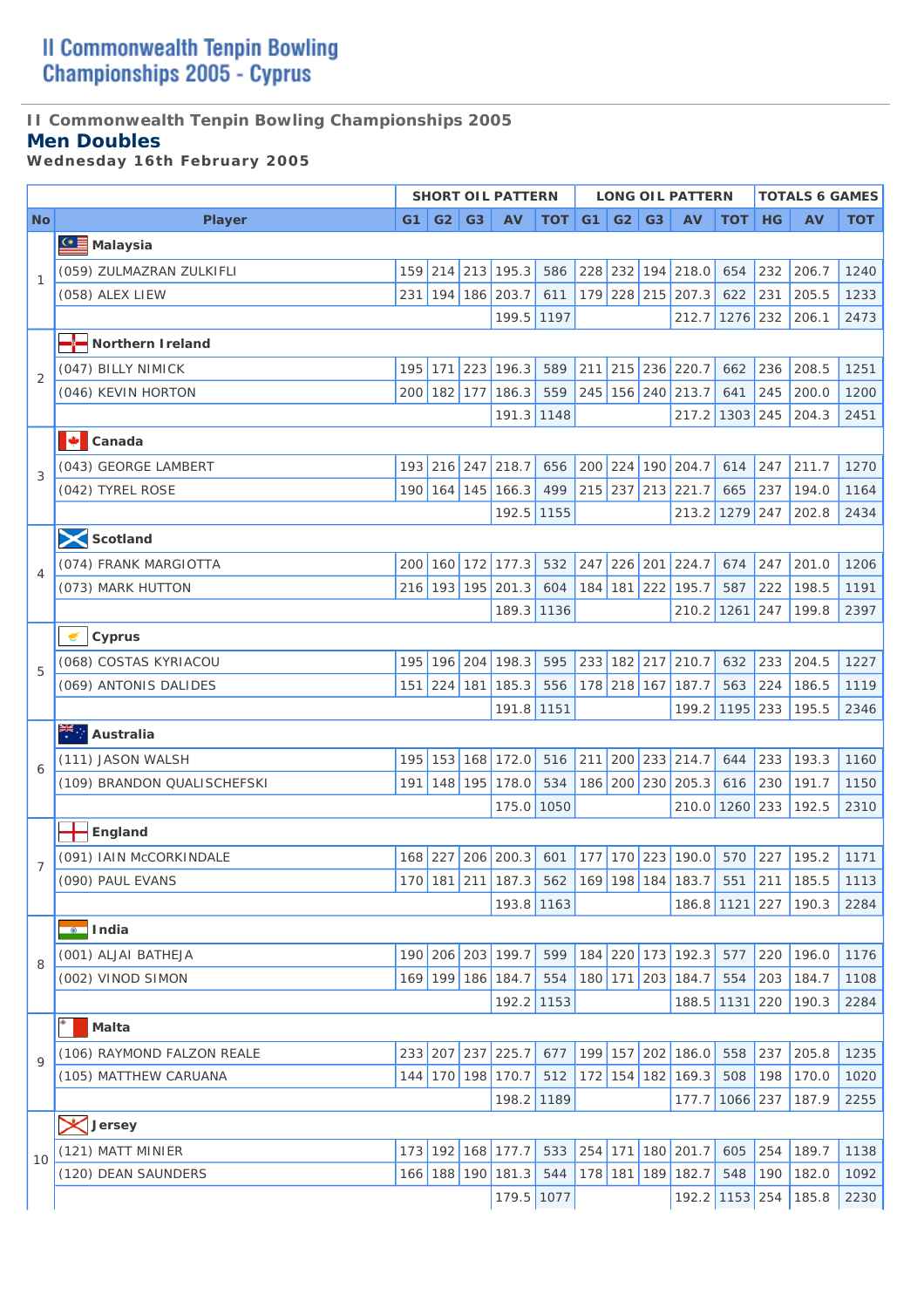# II Commonwealth Tenpin Bowling Championships 2005 - Cyprus

### II Commonwealth Tenpin Bowling Championships 2005

## Men Doubles

**Wednesday 16th February 2005**

| | | SHORT OIL PATTERN | | | | | LONG OIL PATTERN | | | | | TOTALS 6 GAMES | | |
|---|---|---|---|---|---|---|---|---|---|---|---|---|---|---|
| **No** | **Player** | **G1** | **G2** | **G3** | **AV** | **TOT** | **G1** | **G2** | **G3** | **AV** | **TOT** | **HG** | **AV** | **TOT** |
| 1 | **Malaysia** | | | | | | | | | | | | | |
| | (059) ZULMAZRAN ZULKIFLI | 159 | 214 | 213 | 195.3 | 586 | 228 | 232 | 194 | 218.0 | 654 | 232 | 206.7 | 1240 |
| | (058) ALEX LIEW | 231 | 194 | 186 | 203.7 | 611 | 179 | 228 | 215 | 207.3 | 622 | 231 | 205.5 | 1233 |
| | | | | | 199.5 | 1197 | | | | 212.7 | 1276 | 232 | 206.1 | 2473 |
| 2 | **Northern Ireland** | | | | | | | | | | | | | |
| | (047) BILLY NIMICK | 195 | 171 | 223 | 196.3 | 589 | 211 | 215 | 236 | 220.7 | 662 | 236 | 208.5 | 1251 |
| | (046) KEVIN HORTON | 200 | 182 | 177 | 186.3 | 559 | 245 | 156 | 240 | 213.7 | 641 | 245 | 200.0 | 1200 |
| | | | | | 191.3 | 1148 | | | | 217.2 | 1303 | 245 | 204.3 | 2451 |
| 3 | **Canada** | | | | | | | | | | | | | |
| | (043) GEORGE LAMBERT | 193 | 216 | 247 | 218.7 | 656 | 200 | 224 | 190 | 204.7 | 614 | 247 | 211.7 | 1270 |
| | (042) TYREL ROSE | 190 | 164 | 145 | 166.3 | 499 | 215 | 237 | 213 | 221.7 | 665 | 237 | 194.0 | 1164 |
| | | | | | 192.5 | 1155 | | | | 213.2 | 1279 | 247 | 202.8 | 2434 |
| 4 | **Scotland** | | | | | | | | | | | | | |
| | (074) FRANK MARGIOTTA | 200 | 160 | 172 | 177.3 | 532 | 247 | 226 | 201 | 224.7 | 674 | 247 | 201.0 | 1206 |
| | (073) MARK HUTTON | 216 | 193 | 195 | 201.3 | 604 | 184 | 181 | 222 | 195.7 | 587 | 222 | 198.5 | 1191 |
| | | | | | 189.3 | 1136 | | | | 210.2 | 1261 | 247 | 199.8 | 2397 |
| 5 | **Cyprus** | | | | | | | | | | | | | |
| | (068) COSTAS KYRIACOU | 195 | 196 | 204 | 198.3 | 595 | 233 | 182 | 217 | 210.7 | 632 | 233 | 204.5 | 1227 |
| | (069) ANTONIS DALIDES | 151 | 224 | 181 | 185.3 | 556 | 178 | 218 | 167 | 187.7 | 563 | 224 | 186.5 | 1119 |
| | | | | | 191.8 | 1151 | | | | 199.2 | 1195 | 233 | 195.5 | 2346 |
| 6 | **Australia** | | | | | | | | | | | | | |
| | (111) JASON WALSH | 195 | 153 | 168 | 172.0 | 516 | 211 | 200 | 233 | 214.7 | 644 | 233 | 193.3 | 1160 |
| | (109) BRANDON QUALISCHEFSKI | 191 | 148 | 195 | 178.0 | 534 | 186 | 200 | 230 | 205.3 | 616 | 230 | 191.7 | 1150 |
| | | | | | 175.0 | 1050 | | | | 210.0 | 1260 | 233 | 192.5 | 2310 |
| 7 | **England** | | | | | | | | | | | | | |
| | (091) IAIN McCORKINDALE | 168 | 227 | 206 | 200.3 | 601 | 177 | 170 | 223 | 190.0 | 570 | 227 | 195.2 | 1171 |
| | (090) PAUL EVANS | 170 | 181 | 211 | 187.3 | 562 | 169 | 198 | 184 | 183.7 | 551 | 211 | 185.5 | 1113 |
| | | | | | 193.8 | 1163 | | | | 186.8 | 1121 | 227 | 190.3 | 2284 |
| 8 | **India** | | | | | | | | | | | | | |
| | (001) ALJAI BATHEJA | 190 | 206 | 203 | 199.7 | 599 | 184 | 220 | 173 | 192.3 | 577 | 220 | 196.0 | 1176 |
| | (002) VINOD SIMON | 169 | 199 | 186 | 184.7 | 554 | 180 | 171 | 203 | 184.7 | 554 | 203 | 184.7 | 1108 |
| | | | | | 192.2 | 1153 | | | | 188.5 | 1131 | 220 | 190.3 | 2284 |
| 9 | **Malta** | | | | | | | | | | | | | |
| | (106) RAYMOND FALZON REALE | 233 | 207 | 237 | 225.7 | 677 | 199 | 157 | 202 | 186.0 | 558 | 237 | 205.8 | 1235 |
| | (105) MATTHEW CARUANA | 144 | 170 | 198 | 170.7 | 512 | 172 | 154 | 182 | 169.3 | 508 | 198 | 170.0 | 1020 |
| | | | | | 198.2 | 1189 | | | | 177.7 | 1066 | 237 | 187.9 | 2255 |
| 10 | **Jersey** | | | | | | | | | | | | | |
| | (121) MATT MINIER | 173 | 192 | 168 | 177.7 | 533 | 254 | 171 | 180 | 201.7 | 605 | 254 | 189.7 | 1138 |
| | (120) DEAN SAUNDERS | 166 | 188 | 190 | 181.3 | 544 | 178 | 181 | 189 | 182.7 | 548 | 190 | 182.0 | 1092 |
| | | | | | 179.5 | 1077 | | | | 192.2 | 1153 | 254 | 185.8 | 2230 |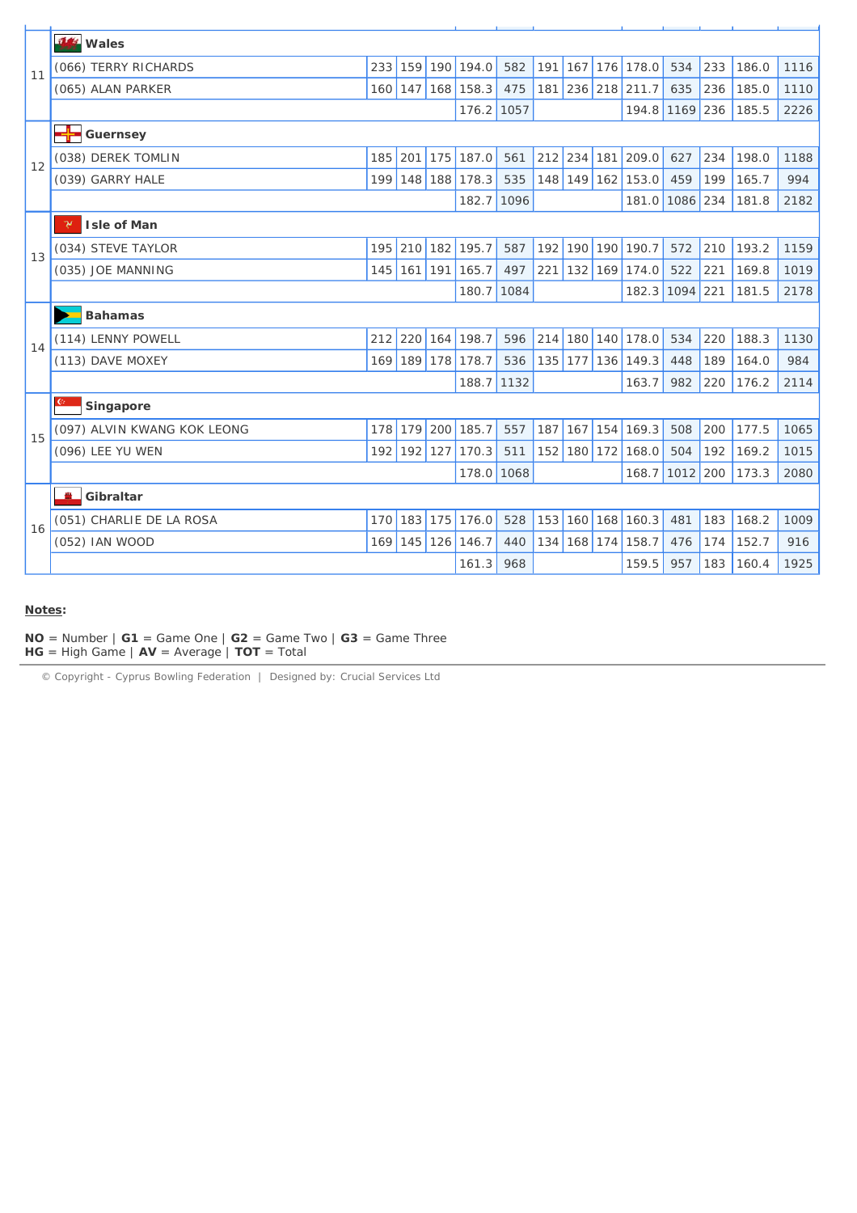| | | | | | | | | | | | | | | |
|---|---|---|---|---|---|---|---|---|---|---|---|---|---|---|
| 11 | **Wales** | | | | | | | | | | | | | |
| | (066) TERRY RICHARDS | 233 | 159 | 190 | 194.0 | 582 | 191 | 167 | 176 | 178.0 | 534 | 233 | 186.0 | 1116 |
| | (065) ALAN PARKER | 160 | 147 | 168 | 158.3 | 475 | 181 | 236 | 218 | 211.7 | 635 | 236 | 185.0 | 1110 |
| | | | | | 176.2 | 1057 | | | | 194.8 | 1169 | 236 | 185.5 | 2226 |
| 12 | **Guernsey** | | | | | | | | | | | | | |
| | (038) DEREK TOMLIN | 185 | 201 | 175 | 187.0 | 561 | 212 | 234 | 181 | 209.0 | 627 | 234 | 198.0 | 1188 |
| | (039) GARRY HALE | 199 | 148 | 188 | 178.3 | 535 | 148 | 149 | 162 | 153.0 | 459 | 199 | 165.7 | 994 |
| | | | | | 182.7 | 1096 | | | | 181.0 | 1086 | 234 | 181.8 | 2182 |
| 13 | **Isle of Man** | | | | | | | | | | | | | |
| | (034) STEVE TAYLOR | 195 | 210 | 182 | 195.7 | 587 | 192 | 190 | 190 | 190.7 | 572 | 210 | 193.2 | 1159 |
| | (035) JOE MANNING | 145 | 161 | 191 | 165.7 | 497 | 221 | 132 | 169 | 174.0 | 522 | 221 | 169.8 | 1019 |
| | | | | | 180.7 | 1084 | | | | 182.3 | 1094 | 221 | 181.5 | 2178 |
| 14 | **Bahamas** | | | | | | | | | | | | | |
| | (114) LENNY POWELL | 212 | 220 | 164 | 198.7 | 596 | 214 | 180 | 140 | 178.0 | 534 | 220 | 188.3 | 1130 |
| | (113) DAVE MOXEY | 169 | 189 | 178 | 178.7 | 536 | 135 | 177 | 136 | 149.3 | 448 | 189 | 164.0 | 984 |
| | | | | | 188.7 | 1132 | | | | 163.7 | 982 | 220 | 176.2 | 2114 |
| 15 | **Singapore** | | | | | | | | | | | | | |
| | (097) ALVIN KWANG KOK LEONG | 178 | 179 | 200 | 185.7 | 557 | 187 | 167 | 154 | 169.3 | 508 | 200 | 177.5 | 1065 |
| | (096) LEE YU WEN | 192 | 192 | 127 | 170.3 | 511 | 152 | 180 | 172 | 168.0 | 504 | 192 | 169.2 | 1015 |
| | | | | | 178.0 | 1068 | | | | 168.7 | 1012 | 200 | 173.3 | 2080 |
| 16 | **Gibraltar** | | | | | | | | | | | | | |
| | (051) CHARLIE DE LA ROSA | 170 | 183 | 175 | 176.0 | 528 | 153 | 160 | 168 | 160.3 | 481 | 183 | 168.2 | 1009 |
| | (052) IAN WOOD | 169 | 145 | 126 | 146.7 | 440 | 134 | 168 | 174 | 158.7 | 476 | 174 | 152.7 | 916 |
| | | | | | 161.3 | 968 | | | | 159.5 | 957 | 183 | 160.4 | 1925 |

**Notes:**

**NO** = Number | **G1** = Game One | **G2** = Game Two | **G3** = Game Three
**HG** = High Game | **AV** = Average | **TOT** = Total

© Copyright - Cyprus Bowling Federation | Designed by: Crucial Services Ltd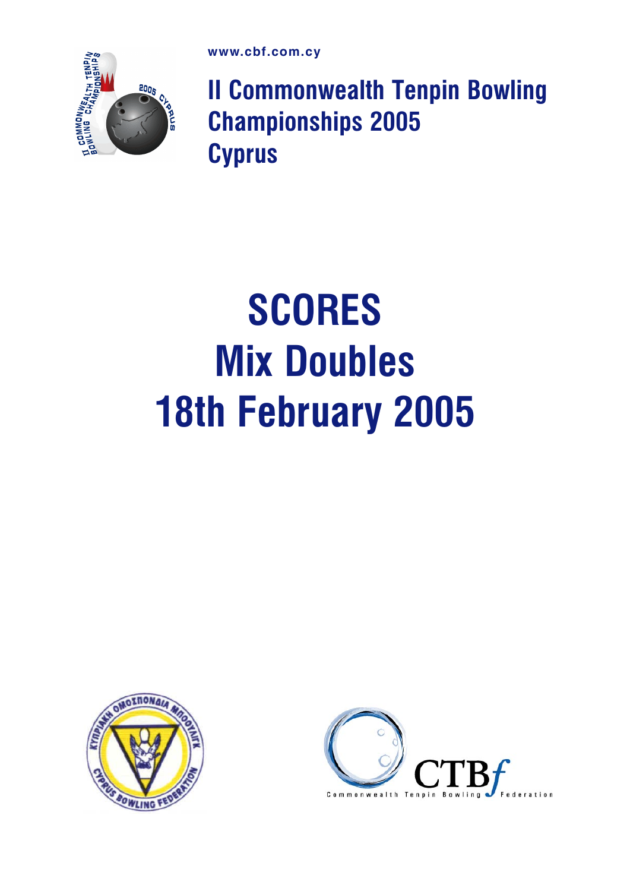www.cbf.com.cy

**II Commonwealth Tenpin Bowling Championships 2005**
**Cyprus**

# SCORES
# Mix Doubles
# 18th February 2005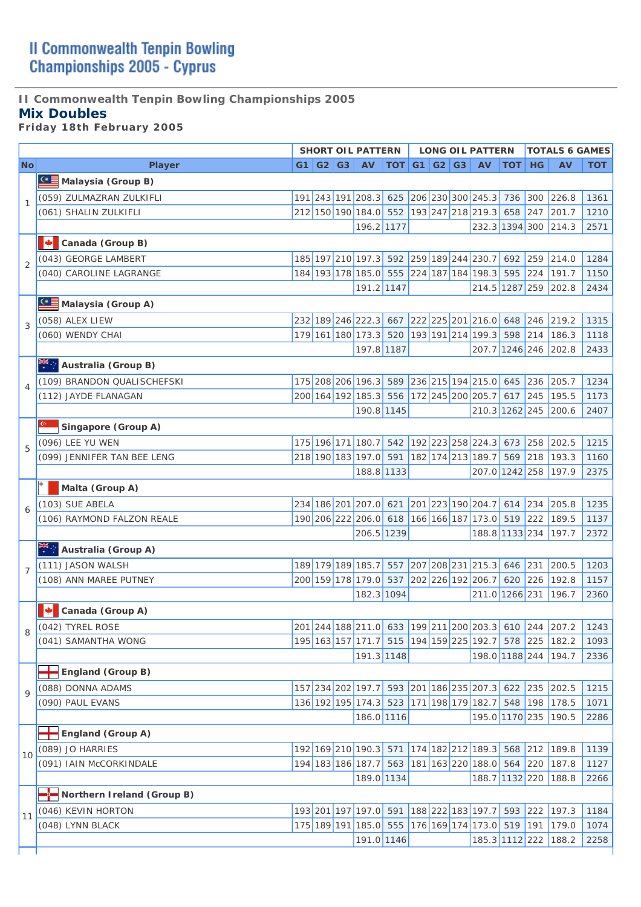# II Commonwealth Tenpin Bowling Championships 2005 - Cyprus

**II Commonwealth Tenpin Bowling Championships 2005**

## Mix Doubles

**Friday 18th February 2005**

| | | SHORT OIL PATTERN | | | | | LONG OIL PATTERN | | | | | TOTALS 6 GAMES | | |
|---|---|---|---|---|---|---|---|---|---|---|---|---|---|---|
| No | Player | G1 | G2 | G3 | AV | TOT | G1 | G2 | G3 | AV | TOT | HG | AV | TOT |
| 1 | **Malaysia (Group B)** | | | | | | | | | | | | | |
| | (059) ZULMAZRAN ZULKIFLI | 191 | 243 | 191 | 208.3 | 625 | 206 | 230 | 300 | 245.3 | 736 | 300 | 226.8 | 1361 |
| | (061) SHALIN ZULKIFLI | 212 | 150 | 190 | 184.0 | 552 | 193 | 247 | 218 | 219.3 | 658 | 247 | 201.7 | 1210 |
| | | | | | 196.2 | 1177 | | | | 232.3 | 1394 | 300 | 214.3 | 2571 |
| 2 | **Canada (Group B)** | | | | | | | | | | | | | |
| | (043) GEORGE LAMBERT | 185 | 197 | 210 | 197.3 | 592 | 259 | 189 | 244 | 230.7 | 692 | 259 | 214.0 | 1284 |
| | (040) CAROLINE LAGRANGE | 184 | 193 | 178 | 185.0 | 555 | 224 | 187 | 184 | 198.3 | 595 | 224 | 191.7 | 1150 |
| | | | | | 191.2 | 1147 | | | | 214.5 | 1287 | 259 | 202.8 | 2434 |
| 3 | **Malaysia (Group A)** | | | | | | | | | | | | | |
| | (058) ALEX LIEW | 232 | 189 | 246 | 222.3 | 667 | 222 | 225 | 201 | 216.0 | 648 | 246 | 219.2 | 1315 |
| | (060) WENDY CHAI | 179 | 161 | 180 | 173.3 | 520 | 193 | 191 | 214 | 199.3 | 598 | 214 | 186.3 | 1118 |
| | | | | | 197.8 | 1187 | | | | 207.7 | 1246 | 246 | 202.8 | 2433 |
| 4 | **Australia (Group B)** | | | | | | | | | | | | | |
| | (109) BRANDON QUALISCHEFSKI | 175 | 208 | 206 | 196.3 | 589 | 236 | 215 | 194 | 215.0 | 645 | 236 | 205.7 | 1234 |
| | (112) JAYDE FLANAGAN | 200 | 164 | 192 | 185.3 | 556 | 172 | 245 | 200 | 205.7 | 617 | 245 | 195.5 | 1173 |
| | | | | | 190.8 | 1145 | | | | 210.3 | 1262 | 245 | 200.6 | 2407 |
| 5 | **Singapore (Group A)** | | | | | | | | | | | | | |
| | (096) LEE YU WEN | 175 | 196 | 171 | 180.7 | 542 | 192 | 223 | 258 | 224.3 | 673 | 258 | 202.5 | 1215 |
| | (099) JENNIFER TAN BEE LENG | 218 | 190 | 183 | 197.0 | 591 | 182 | 174 | 213 | 189.7 | 569 | 218 | 193.3 | 1160 |
| | | | | | 188.8 | 1133 | | | | 207.0 | 1242 | 258 | 197.9 | 2375 |
| 6 | **Malta (Group A)** | | | | | | | | | | | | | |
| | (103) SUE ABELA | 234 | 186 | 201 | 207.0 | 621 | 201 | 223 | 190 | 204.7 | 614 | 234 | 205.8 | 1235 |
| | (106) RAYMOND FALZON REALE | 190 | 206 | 222 | 206.0 | 618 | 166 | 166 | 187 | 173.0 | 519 | 222 | 189.5 | 1137 |
| | | | | | 206.5 | 1239 | | | | 188.8 | 1133 | 234 | 197.7 | 2372 |
| 7 | **Australia (Group A)** | | | | | | | | | | | | | |
| | (111) JASON WALSH | 189 | 179 | 189 | 185.7 | 557 | 207 | 208 | 231 | 215.3 | 646 | 231 | 200.5 | 1203 |
| | (108) ANN MAREE PUTNEY | 200 | 159 | 178 | 179.0 | 537 | 202 | 226 | 192 | 206.7 | 620 | 226 | 192.8 | 1157 |
| | | | | | 182.3 | 1094 | | | | 211.0 | 1266 | 231 | 196.7 | 2360 |
| 8 | **Canada (Group A)** | | | | | | | | | | | | | |
| | (042) TYREL ROSE | 201 | 244 | 188 | 211.0 | 633 | 199 | 211 | 200 | 203.3 | 610 | 244 | 207.2 | 1243 |
| | (041) SAMANTHA WONG | 195 | 163 | 157 | 171.7 | 515 | 194 | 159 | 225 | 192.7 | 578 | 225 | 182.2 | 1093 |
| | | | | | 191.3 | 1148 | | | | 198.0 | 1188 | 244 | 194.7 | 2336 |
| 9 | **England (Group B)** | | | | | | | | | | | | | |
| | (088) DONNA ADAMS | 157 | 234 | 202 | 197.7 | 593 | 201 | 186 | 235 | 207.3 | 622 | 235 | 202.5 | 1215 |
| | (090) PAUL EVANS | 136 | 192 | 195 | 174.3 | 523 | 171 | 198 | 179 | 182.7 | 548 | 198 | 178.5 | 1071 |
| | | | | | 186.0 | 1116 | | | | 195.0 | 1170 | 235 | 190.5 | 2286 |
| 10 | **England (Group A)** | | | | | | | | | | | | | |
| | (089) JO HARRIES | 192 | 169 | 210 | 190.3 | 571 | 174 | 182 | 212 | 189.3 | 568 | 212 | 189.8 | 1139 |
| | (091) IAIN McCORKINDALE | 194 | 183 | 186 | 187.7 | 563 | 181 | 163 | 220 | 188.0 | 564 | 220 | 187.8 | 1127 |
| | | | | | 189.0 | 1134 | | | | 188.7 | 1132 | 220 | 188.8 | 2266 |
| 11 | **Northern Ireland (Group B)** | | | | | | | | | | | | | |
| | (046) KEVIN HORTON | 193 | 201 | 197 | 197.0 | 591 | 188 | 222 | 183 | 197.7 | 593 | 222 | 197.3 | 1184 |
| | (048) LYNN BLACK | 175 | 189 | 191 | 185.0 | 555 | 176 | 169 | 174 | 173.0 | 519 | 191 | 179.0 | 1074 |
| | | | | | 191.0 | 1146 | | | | 185.3 | 1112 | 222 | 188.2 | 2258 |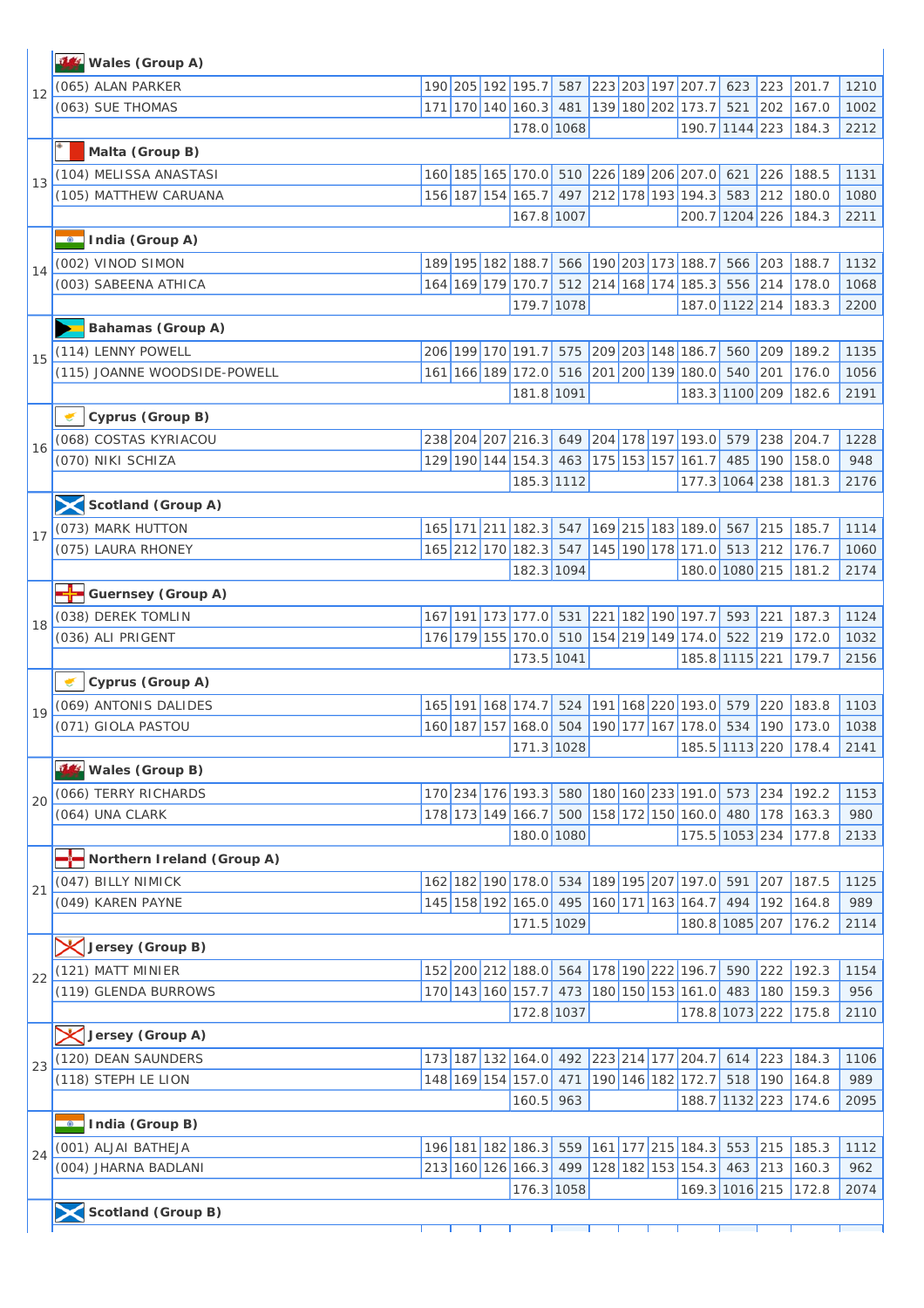| Pos | Team / Player | G1 | G2 | G3 | Avg | Total | G4 | G5 | G6 | Avg | Total | High | Avg | Total |
|---|---|---|---|---|---|---|---|---|---|---|---|---|---|---|
| 12 | **Wales (Group A)** | | | | | | | | | | | | | |
| | (065) ALAN PARKER | 190 | 205 | 192 | 195.7 | 587 | 223 | 203 | 197 | 207.7 | 623 | 223 | 201.7 | 1210 |
| | (063) SUE THOMAS | 171 | 170 | 140 | 160.3 | 481 | 139 | 180 | 202 | 173.7 | 521 | 202 | 167.0 | 1002 |
| | | | | | 178.0 | 1068 | | | | 190.7 | 1144 | 223 | 184.3 | 2212 |
| 13 | **Malta (Group B)** | | | | | | | | | | | | | |
| | (104) MELISSA ANASTASI | 160 | 185 | 165 | 170.0 | 510 | 226 | 189 | 206 | 207.0 | 621 | 226 | 188.5 | 1131 |
| | (105) MATTHEW CARUANA | 156 | 187 | 154 | 165.7 | 497 | 212 | 178 | 193 | 194.3 | 583 | 212 | 180.0 | 1080 |
| | | | | | 167.8 | 1007 | | | | 200.7 | 1204 | 226 | 184.3 | 2211 |
| 14 | **India (Group A)** | | | | | | | | | | | | | |
| | (002) VINOD SIMON | 189 | 195 | 182 | 188.7 | 566 | 190 | 203 | 173 | 188.7 | 566 | 203 | 188.7 | 1132 |
| | (003) SABEENA ATHICA | 164 | 169 | 179 | 170.7 | 512 | 214 | 168 | 174 | 185.3 | 556 | 214 | 178.0 | 1068 |
| | | | | | 179.7 | 1078 | | | | 187.0 | 1122 | 214 | 183.3 | 2200 |
| 15 | **Bahamas (Group A)** | | | | | | | | | | | | | |
| | (114) LENNY POWELL | 206 | 199 | 170 | 191.7 | 575 | 209 | 203 | 148 | 186.7 | 560 | 209 | 189.2 | 1135 |
| | (115) JOANNE WOODSIDE-POWELL | 161 | 166 | 189 | 172.0 | 516 | 201 | 200 | 139 | 180.0 | 540 | 201 | 176.0 | 1056 |
| | | | | | 181.8 | 1091 | | | | 183.3 | 1100 | 209 | 182.6 | 2191 |
| 16 | **Cyprus (Group B)** | | | | | | | | | | | | | |
| | (068) COSTAS KYRIACOU | 238 | 204 | 207 | 216.3 | 649 | 204 | 178 | 197 | 193.0 | 579 | 238 | 204.7 | 1228 |
| | (070) NIKI SCHIZA | 129 | 190 | 144 | 154.3 | 463 | 175 | 153 | 157 | 161.7 | 485 | 190 | 158.0 | 948 |
| | | | | | 185.3 | 1112 | | | | 177.3 | 1064 | 238 | 181.3 | 2176 |
| 17 | **Scotland (Group A)** | | | | | | | | | | | | | |
| | (073) MARK HUTTON | 165 | 171 | 211 | 182.3 | 547 | 169 | 215 | 183 | 189.0 | 567 | 215 | 185.7 | 1114 |
| | (075) LAURA RHONEY | 165 | 212 | 170 | 182.3 | 547 | 145 | 190 | 178 | 171.0 | 513 | 212 | 176.7 | 1060 |
| | | | | | 182.3 | 1094 | | | | 180.0 | 1080 | 215 | 181.2 | 2174 |
| 18 | **Guernsey (Group A)** | | | | | | | | | | | | | |
| | (038) DEREK TOMLIN | 167 | 191 | 173 | 177.0 | 531 | 221 | 182 | 190 | 197.7 | 593 | 221 | 187.3 | 1124 |
| | (036) ALI PRIGENT | 176 | 179 | 155 | 170.0 | 510 | 154 | 219 | 149 | 174.0 | 522 | 219 | 172.0 | 1032 |
| | | | | | 173.5 | 1041 | | | | 185.8 | 1115 | 221 | 179.7 | 2156 |
| 19 | **Cyprus (Group A)** | | | | | | | | | | | | | |
| | (069) ANTONIS DALIDES | 165 | 191 | 168 | 174.7 | 524 | 191 | 168 | 220 | 193.0 | 579 | 220 | 183.8 | 1103 |
| | (071) GIOLA PASTOU | 160 | 187 | 157 | 168.0 | 504 | 190 | 177 | 167 | 178.0 | 534 | 190 | 173.0 | 1038 |
| | | | | | 171.3 | 1028 | | | | 185.5 | 1113 | 220 | 178.4 | 2141 |
| 20 | **Wales (Group B)** | | | | | | | | | | | | | |
| | (066) TERRY RICHARDS | 170 | 234 | 176 | 193.3 | 580 | 180 | 160 | 233 | 191.0 | 573 | 234 | 192.2 | 1153 |
| | (064) UNA CLARK | 178 | 173 | 149 | 166.7 | 500 | 158 | 172 | 150 | 160.0 | 480 | 178 | 163.3 | 980 |
| | | | | | 180.0 | 1080 | | | | 175.5 | 1053 | 234 | 177.8 | 2133 |
| 21 | **Northern Ireland (Group A)** | | | | | | | | | | | | | |
| | (047) BILLY NIMICK | 162 | 182 | 190 | 178.0 | 534 | 189 | 195 | 207 | 197.0 | 591 | 207 | 187.5 | 1125 |
| | (049) KAREN PAYNE | 145 | 158 | 192 | 165.0 | 495 | 160 | 171 | 163 | 164.7 | 494 | 192 | 164.8 | 989 |
| | | | | | 171.5 | 1029 | | | | 180.8 | 1085 | 207 | 176.2 | 2114 |
| 22 | **Jersey (Group B)** | | | | | | | | | | | | | |
| | (121) MATT MINIER | 152 | 200 | 212 | 188.0 | 564 | 178 | 190 | 222 | 196.7 | 590 | 222 | 192.3 | 1154 |
| | (119) GLENDA BURROWS | 170 | 143 | 160 | 157.7 | 473 | 180 | 150 | 153 | 161.0 | 483 | 180 | 159.3 | 956 |
| | | | | | 172.8 | 1037 | | | | 178.8 | 1073 | 222 | 175.8 | 2110 |
| 23 | **Jersey (Group A)** | | | | | | | | | | | | | |
| | (120) DEAN SAUNDERS | 173 | 187 | 132 | 164.0 | 492 | 223 | 214 | 177 | 204.7 | 614 | 223 | 184.3 | 1106 |
| | (118) STEPH LE LION | 148 | 169 | 154 | 157.0 | 471 | 190 | 146 | 182 | 172.7 | 518 | 190 | 164.8 | 989 |
| | | | | | 160.5 | 963 | | | | 188.7 | 1132 | 223 | 174.6 | 2095 |
| 24 | **India (Group B)** | | | | | | | | | | | | | |
| | (001) ALJAI BATHEJA | 196 | 181 | 182 | 186.3 | 559 | 161 | 177 | 215 | 184.3 | 553 | 215 | 185.3 | 1112 |
| | (004) JHARNA BADLANI | 213 | 160 | 126 | 166.3 | 499 | 128 | 182 | 153 | 154.3 | 463 | 213 | 160.3 | 962 |
| | | | | | 176.3 | 1058 | | | | 169.3 | 1016 | 215 | 172.8 | 2074 |
| | **Scotland (Group B)** | | | | | | | | | | | | | |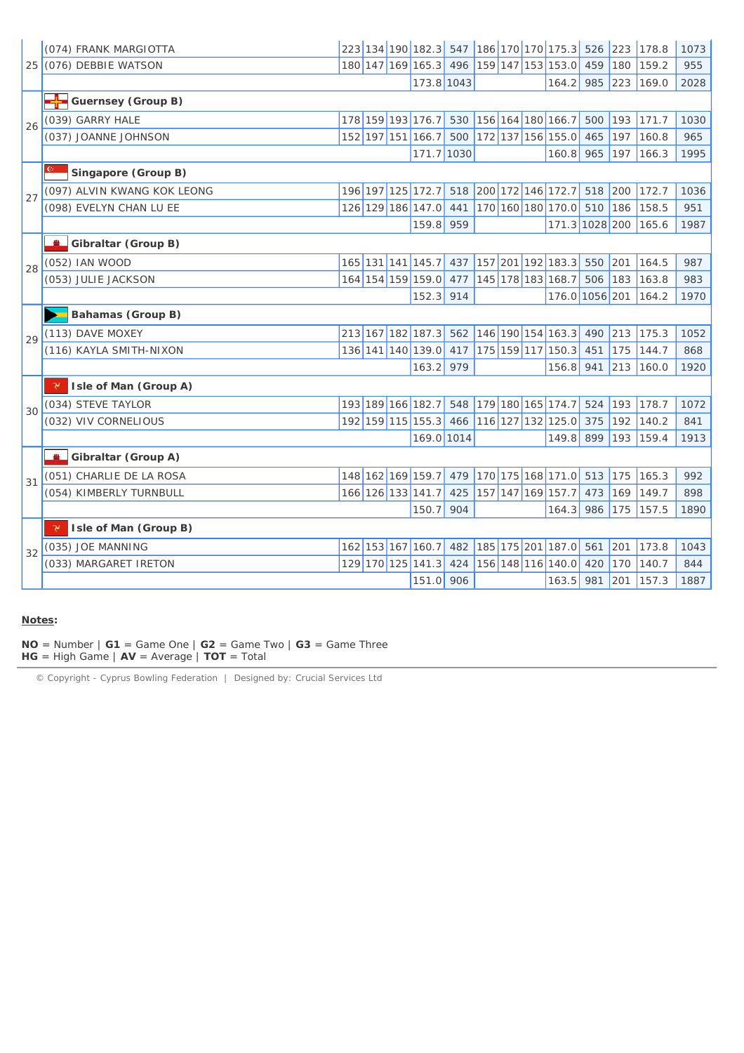| NO | Name | G1 | G2 | G3 | AV | TOT | G1 | G2 | G3 | AV | TOT | HG | AV | TOT |
|---|---|---|---|---|---|---|---|---|---|---|---|---|---|---|
| 25 | (074) FRANK MARGIOTTA | 223 | 134 | 190 | 182.3 | 547 | 186 | 170 | 170 | 175.3 | 526 | 223 | 178.8 | 1073 |
| | (076) DEBBIE WATSON | 180 | 147 | 169 | 165.3 | 496 | 159 | 147 | 153 | 153.0 | 459 | 180 | 159.2 | 955 |
| | | | | | 173.8 | 1043 | | | | 164.2 | 985 | 223 | 169.0 | 2028 |
| 26 | **Guernsey (Group B)** | | | | | | | | | | | | | |
| | (039) GARRY HALE | 178 | 159 | 193 | 176.7 | 530 | 156 | 164 | 180 | 166.7 | 500 | 193 | 171.7 | 1030 |
| | (037) JOANNE JOHNSON | 152 | 197 | 151 | 166.7 | 500 | 172 | 137 | 156 | 155.0 | 465 | 197 | 160.8 | 965 |
| | | | | | 171.7 | 1030 | | | | 160.8 | 965 | 197 | 166.3 | 1995 |
| 27 | **Singapore (Group B)** | | | | | | | | | | | | | |
| | (097) ALVIN KWANG KOK LEONG | 196 | 197 | 125 | 172.7 | 518 | 200 | 172 | 146 | 172.7 | 518 | 200 | 172.7 | 1036 |
| | (098) EVELYN CHAN LU EE | 126 | 129 | 186 | 147.0 | 441 | 170 | 160 | 180 | 170.0 | 510 | 186 | 158.5 | 951 |
| | | | | | 159.8 | 959 | | | | 171.3 | 1028 | 200 | 165.6 | 1987 |
| 28 | **Gibraltar (Group B)** | | | | | | | | | | | | | |
| | (052) IAN WOOD | 165 | 131 | 141 | 145.7 | 437 | 157 | 201 | 192 | 183.3 | 550 | 201 | 164.5 | 987 |
| | (053) JULIE JACKSON | 164 | 154 | 159 | 159.0 | 477 | 145 | 178 | 183 | 168.7 | 506 | 183 | 163.8 | 983 |
| | | | | | 152.3 | 914 | | | | 176.0 | 1056 | 201 | 164.2 | 1970 |
| 29 | **Bahamas (Group B)** | | | | | | | | | | | | | |
| | (113) DAVE MOXEY | 213 | 167 | 182 | 187.3 | 562 | 146 | 190 | 154 | 163.3 | 490 | 213 | 175.3 | 1052 |
| | (116) KAYLA SMITH-NIXON | 136 | 141 | 140 | 139.0 | 417 | 175 | 159 | 117 | 150.3 | 451 | 175 | 144.7 | 868 |
| | | | | | 163.2 | 979 | | | | 156.8 | 941 | 213 | 160.0 | 1920 |
| 30 | **Isle of Man (Group A)** | | | | | | | | | | | | | |
| | (034) STEVE TAYLOR | 193 | 189 | 166 | 182.7 | 548 | 179 | 180 | 165 | 174.7 | 524 | 193 | 178.7 | 1072 |
| | (032) VIV CORNELIOUS | 192 | 159 | 115 | 155.3 | 466 | 116 | 127 | 132 | 125.0 | 375 | 192 | 140.2 | 841 |
| | | | | | 169.0 | 1014 | | | | 149.8 | 899 | 193 | 159.4 | 1913 |
| 31 | **Gibraltar (Group A)** | | | | | | | | | | | | | |
| | (051) CHARLIE DE LA ROSA | 148 | 162 | 169 | 159.7 | 479 | 170 | 175 | 168 | 171.0 | 513 | 175 | 165.3 | 992 |
| | (054) KIMBERLY TURNBULL | 166 | 126 | 133 | 141.7 | 425 | 157 | 147 | 169 | 157.7 | 473 | 169 | 149.7 | 898 |
| | | | | | 150.7 | 904 | | | | 164.3 | 986 | 175 | 157.5 | 1890 |
| 32 | **Isle of Man (Group B)** | | | | | | | | | | | | | |
| | (035) JOE MANNING | 162 | 153 | 167 | 160.7 | 482 | 185 | 175 | 201 | 187.0 | 561 | 201 | 173.8 | 1043 |
| | (033) MARGARET IRETON | 129 | 170 | 125 | 141.3 | 424 | 156 | 148 | 116 | 140.0 | 420 | 170 | 140.7 | 844 |
| | | | | | 151.0 | 906 | | | | 163.5 | 981 | 201 | 157.3 | 1887 |

**Notes:**

**NO** = Number | **G1** = Game One | **G2** = Game Two | **G3** = Game Three
**HG** = High Game | **AV** = Average | **TOT** = Total

© Copyright - Cyprus Bowling Federation | Designed by: Crucial Services Ltd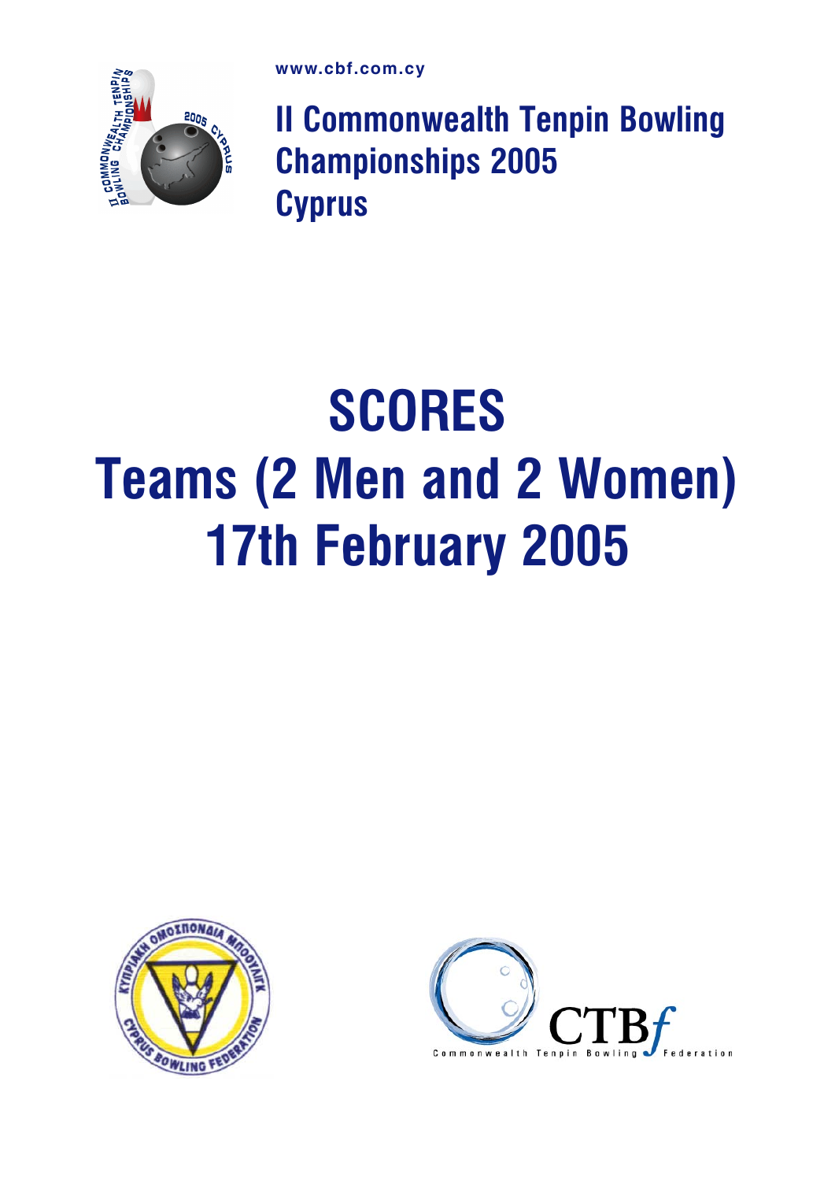www.cbf.com.cy

# II Commonwealth Tenpin Bowling Championships 2005 Cyprus

# SCORES
# Teams (2 Men and 2 Women)
# 17th February 2005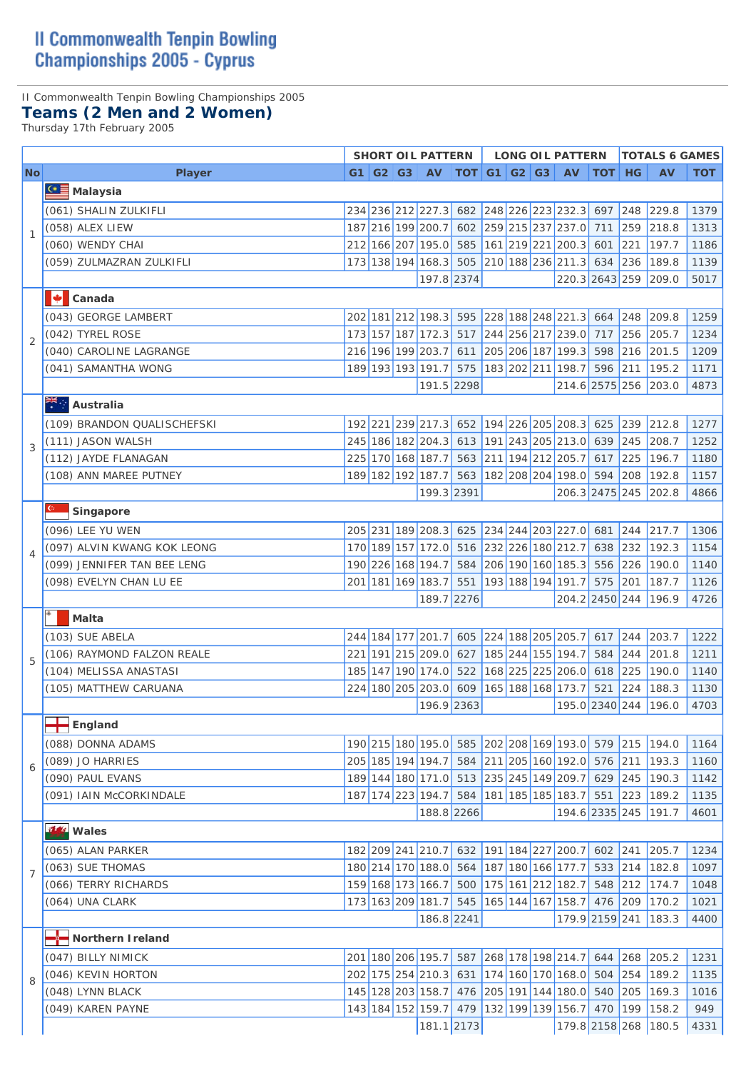# II Commonwealth Tenpin Bowling Championships 2005 - Cyprus

II Commonwealth Tenpin Bowling Championships 2005

## Teams (2 Men and 2 Women)

Thursday 17th February 2005

| | | SHORT OIL PATTERN | | | | | LONG OIL PATTERN | | | | | TOTALS 6 GAMES | | |
|---|---|---|---|---|---|---|---|---|---|---|---|---|---|---|
| No | Player | G1 | G2 | G3 | AV | TOT | G1 | G2 | G3 | AV | TOT | HG | AV | TOT |
| 1 | **Malaysia** | | | | | | | | | | | | | |
| | (061) SHALIN ZULKIFLI | 234 | 236 | 212 | 227.3 | 682 | 248 | 226 | 223 | 232.3 | 697 | 248 | 229.8 | 1379 |
| | (058) ALEX LIEW | 187 | 216 | 199 | 200.7 | 602 | 259 | 215 | 237 | 237.0 | 711 | 259 | 218.8 | 1313 |
| | (060) WENDY CHAI | 212 | 166 | 207 | 195.0 | 585 | 161 | 219 | 221 | 200.3 | 601 | 221 | 197.7 | 1186 |
| | (059) ZULMAZRAN ZULKIFLI | 173 | 138 | 194 | 168.3 | 505 | 210 | 188 | 236 | 211.3 | 634 | 236 | 189.8 | 1139 |
| | | | | | 197.8 | 2374 | | | | 220.3 | 2643 | 259 | 209.0 | 5017 |
| 2 | **Canada** | | | | | | | | | | | | | |
| | (043) GEORGE LAMBERT | 202 | 181 | 212 | 198.3 | 595 | 228 | 188 | 248 | 221.3 | 664 | 248 | 209.8 | 1259 |
| | (042) TYREL ROSE | 173 | 157 | 187 | 172.3 | 517 | 244 | 256 | 217 | 239.0 | 717 | 256 | 205.7 | 1234 |
| | (040) CAROLINE LAGRANGE | 216 | 196 | 199 | 203.7 | 611 | 205 | 206 | 187 | 199.3 | 598 | 216 | 201.5 | 1209 |
| | (041) SAMANTHA WONG | 189 | 193 | 193 | 191.7 | 575 | 183 | 202 | 211 | 198.7 | 596 | 211 | 195.2 | 1171 |
| | | | | | 191.5 | 2298 | | | | 214.6 | 2575 | 256 | 203.0 | 4873 |
| 3 | **Australia** | | | | | | | | | | | | | |
| | (109) BRANDON QUALISCHEFSKI | 192 | 221 | 239 | 217.3 | 652 | 194 | 226 | 205 | 208.3 | 625 | 239 | 212.8 | 1277 |
| | (111) JASON WALSH | 245 | 186 | 182 | 204.3 | 613 | 191 | 243 | 205 | 213.0 | 639 | 245 | 208.7 | 1252 |
| | (112) JAYDE FLANAGAN | 225 | 170 | 168 | 187.7 | 563 | 211 | 194 | 212 | 205.7 | 617 | 225 | 196.7 | 1180 |
| | (108) ANN MAREE PUTNEY | 189 | 182 | 192 | 187.7 | 563 | 182 | 208 | 204 | 198.0 | 594 | 208 | 192.8 | 1157 |
| | | | | | 199.3 | 2391 | | | | 206.3 | 2475 | 245 | 202.8 | 4866 |
| 4 | **Singapore** | | | | | | | | | | | | | |
| | (096) LEE YU WEN | 205 | 231 | 189 | 208.3 | 625 | 234 | 244 | 203 | 227.0 | 681 | 244 | 217.7 | 1306 |
| | (097) ALVIN KWANG KOK LEONG | 170 | 189 | 157 | 172.0 | 516 | 232 | 226 | 180 | 212.7 | 638 | 232 | 192.3 | 1154 |
| | (099) JENNIFER TAN BEE LENG | 190 | 226 | 168 | 194.7 | 584 | 206 | 190 | 160 | 185.3 | 556 | 226 | 190.0 | 1140 |
| | (098) EVELYN CHAN LU EE | 201 | 181 | 169 | 183.7 | 551 | 193 | 188 | 194 | 191.7 | 575 | 201 | 187.7 | 1126 |
| | | | | | 189.7 | 2276 | | | | 204.2 | 2450 | 244 | 196.9 | 4726 |
| 5 | **Malta** | | | | | | | | | | | | | |
| | (103) SUE ABELA | 244 | 184 | 177 | 201.7 | 605 | 224 | 188 | 205 | 205.7 | 617 | 244 | 203.7 | 1222 |
| | (106) RAYMOND FALZON REALE | 221 | 191 | 215 | 209.0 | 627 | 185 | 244 | 155 | 194.7 | 584 | 244 | 201.8 | 1211 |
| | (104) MELISSA ANASTASI | 185 | 147 | 190 | 174.0 | 522 | 168 | 225 | 225 | 206.0 | 618 | 225 | 190.0 | 1140 |
| | (105) MATTHEW CARUANA | 224 | 180 | 205 | 203.0 | 609 | 165 | 188 | 168 | 173.7 | 521 | 224 | 188.3 | 1130 |
| | | | | | 196.9 | 2363 | | | | 195.0 | 2340 | 244 | 196.0 | 4703 |
| 6 | **England** | | | | | | | | | | | | | |
| | (088) DONNA ADAMS | 190 | 215 | 180 | 195.0 | 585 | 202 | 208 | 169 | 193.0 | 579 | 215 | 194.0 | 1164 |
| | (089) JO HARRIES | 205 | 185 | 194 | 194.7 | 584 | 211 | 205 | 160 | 192.0 | 576 | 211 | 193.3 | 1160 |
| | (090) PAUL EVANS | 189 | 144 | 180 | 171.0 | 513 | 235 | 245 | 149 | 209.7 | 629 | 245 | 190.3 | 1142 |
| | (091) IAIN McCORKINDALE | 187 | 174 | 223 | 194.7 | 584 | 181 | 185 | 185 | 183.7 | 551 | 223 | 189.2 | 1135 |
| | | | | | 188.8 | 2266 | | | | 194.6 | 2335 | 245 | 191.7 | 4601 |
| 7 | **Wales** | | | | | | | | | | | | | |
| | (065) ALAN PARKER | 182 | 209 | 241 | 210.7 | 632 | 191 | 184 | 227 | 200.7 | 602 | 241 | 205.7 | 1234 |
| | (063) SUE THOMAS | 180 | 214 | 170 | 188.0 | 564 | 187 | 180 | 166 | 177.7 | 533 | 214 | 182.8 | 1097 |
| | (066) TERRY RICHARDS | 159 | 168 | 173 | 166.7 | 500 | 175 | 161 | 212 | 182.7 | 548 | 212 | 174.7 | 1048 |
| | (064) UNA CLARK | 173 | 163 | 209 | 181.7 | 545 | 165 | 144 | 167 | 158.7 | 476 | 209 | 170.2 | 1021 |
| | | | | | 186.8 | 2241 | | | | 179.9 | 2159 | 241 | 183.3 | 4400 |
| 8 | **Northern Ireland** | | | | | | | | | | | | | |
| | (047) BILLY NIMICK | 201 | 180 | 206 | 195.7 | 587 | 268 | 178 | 198 | 214.7 | 644 | 268 | 205.2 | 1231 |
| | (046) KEVIN HORTON | 202 | 175 | 254 | 210.3 | 631 | 174 | 160 | 170 | 168.0 | 504 | 254 | 189.2 | 1135 |
| | (048) LYNN BLACK | 145 | 128 | 203 | 158.7 | 476 | 205 | 191 | 144 | 180.0 | 540 | 205 | 169.3 | 1016 |
| | (049) KAREN PAYNE | 143 | 184 | 152 | 159.7 | 479 | 132 | 199 | 139 | 156.7 | 470 | 199 | 158.2 | 949 |
| | | | | | 181.1 | 2173 | | | | 179.8 | 2158 | 268 | 180.5 | 4331 |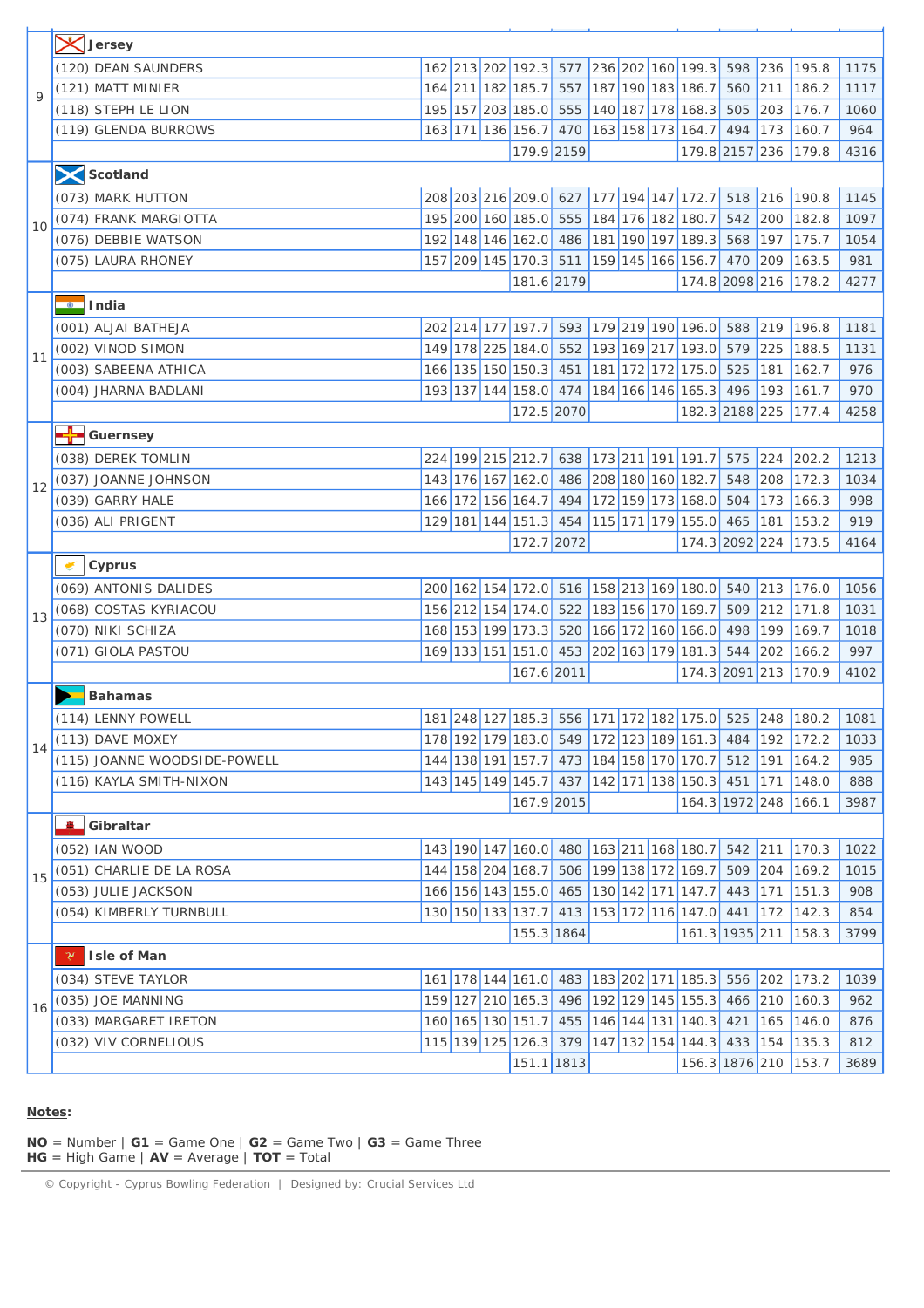| NO | Name | G1 | G2 | G3 | AV | TOT | G1 | G2 | G3 | AV | TOT | HG | AV | TOT |
|---|---|---|---|---|---|---|---|---|---|---|---|---|---|---|
| 9 | **Jersey** | | | | | | | | | | | | | |
| | (120) DEAN SAUNDERS | 162 | 213 | 202 | 192.3 | 577 | 236 | 202 | 160 | 199.3 | 598 | 236 | 195.8 | 1175 |
| | (121) MATT MINIER | 164 | 211 | 182 | 185.7 | 557 | 187 | 190 | 183 | 186.7 | 560 | 211 | 186.2 | 1117 |
| | (118) STEPH LE LION | 195 | 157 | 203 | 185.0 | 555 | 140 | 187 | 178 | 168.3 | 505 | 203 | 176.7 | 1060 |
| | (119) GLENDA BURROWS | 163 | 171 | 136 | 156.7 | 470 | 163 | 158 | 173 | 164.7 | 494 | 173 | 160.7 | 964 |
| | | | | | 179.9 | 2159 | | | | 179.8 | 2157 | 236 | 179.8 | 4316 |
| 10 | **Scotland** | | | | | | | | | | | | | |
| | (073) MARK HUTTON | 208 | 203 | 216 | 209.0 | 627 | 177 | 194 | 147 | 172.7 | 518 | 216 | 190.8 | 1145 |
| | (074) FRANK MARGIOTTA | 195 | 200 | 160 | 185.0 | 555 | 184 | 176 | 182 | 180.7 | 542 | 200 | 182.8 | 1097 |
| | (076) DEBBIE WATSON | 192 | 148 | 146 | 162.0 | 486 | 181 | 190 | 197 | 189.3 | 568 | 197 | 175.7 | 1054 |
| | (075) LAURA RHONEY | 157 | 209 | 145 | 170.3 | 511 | 159 | 145 | 166 | 156.7 | 470 | 209 | 163.5 | 981 |
| | | | | | 181.6 | 2179 | | | | 174.8 | 2098 | 216 | 178.2 | 4277 |
| 11 | **India** | | | | | | | | | | | | | |
| | (001) ALJAI BATHEJA | 202 | 214 | 177 | 197.7 | 593 | 179 | 219 | 190 | 196.0 | 588 | 219 | 196.8 | 1181 |
| | (002) VINOD SIMON | 149 | 178 | 225 | 184.0 | 552 | 193 | 169 | 217 | 193.0 | 579 | 225 | 188.5 | 1131 |
| | (003) SABEENA ATHICA | 166 | 135 | 150 | 150.3 | 451 | 181 | 172 | 172 | 175.0 | 525 | 181 | 162.7 | 976 |
| | (004) JHARNA BADLANI | 193 | 137 | 144 | 158.0 | 474 | 184 | 166 | 146 | 165.3 | 496 | 193 | 161.7 | 970 |
| | | | | | 172.5 | 2070 | | | | 182.3 | 2188 | 225 | 177.4 | 4258 |
| 12 | **Guernsey** | | | | | | | | | | | | | |
| | (038) DEREK TOMLIN | 224 | 199 | 215 | 212.7 | 638 | 173 | 211 | 191 | 191.7 | 575 | 224 | 202.2 | 1213 |
| | (037) JOANNE JOHNSON | 143 | 176 | 167 | 162.0 | 486 | 208 | 180 | 160 | 182.7 | 548 | 208 | 172.3 | 1034 |
| | (039) GARRY HALE | 166 | 172 | 156 | 164.7 | 494 | 172 | 159 | 173 | 168.0 | 504 | 173 | 166.3 | 998 |
| | (036) ALI PRIGENT | 129 | 181 | 144 | 151.3 | 454 | 115 | 171 | 179 | 155.0 | 465 | 181 | 153.2 | 919 |
| | | | | | 172.7 | 2072 | | | | 174.3 | 2092 | 224 | 173.5 | 4164 |
| 13 | **Cyprus** | | | | | | | | | | | | | |
| | (069) ANTONIS DALIDES | 200 | 162 | 154 | 172.0 | 516 | 158 | 213 | 169 | 180.0 | 540 | 213 | 176.0 | 1056 |
| | (068) COSTAS KYRIACOU | 156 | 212 | 154 | 174.0 | 522 | 183 | 156 | 170 | 169.7 | 509 | 212 | 171.8 | 1031 |
| | (070) NIKI SCHIZA | 168 | 153 | 199 | 173.3 | 520 | 166 | 172 | 160 | 166.0 | 498 | 199 | 169.7 | 1018 |
| | (071) GIOLA PASTOU | 169 | 133 | 151 | 151.0 | 453 | 202 | 163 | 179 | 181.3 | 544 | 202 | 166.2 | 997 |
| | | | | | 167.6 | 2011 | | | | 174.3 | 2091 | 213 | 170.9 | 4102 |
| 14 | **Bahamas** | | | | | | | | | | | | | |
| | (114) LENNY POWELL | 181 | 248 | 127 | 185.3 | 556 | 171 | 172 | 182 | 175.0 | 525 | 248 | 180.2 | 1081 |
| | (113) DAVE MOXEY | 178 | 192 | 179 | 183.0 | 549 | 172 | 123 | 189 | 161.3 | 484 | 192 | 172.2 | 1033 |
| | (115) JOANNE WOODSIDE-POWELL | 144 | 138 | 191 | 157.7 | 473 | 184 | 158 | 170 | 170.7 | 512 | 191 | 164.2 | 985 |
| | (116) KAYLA SMITH-NIXON | 143 | 145 | 149 | 145.7 | 437 | 142 | 171 | 138 | 150.3 | 451 | 171 | 148.0 | 888 |
| | | | | | 167.9 | 2015 | | | | 164.3 | 1972 | 248 | 166.1 | 3987 |
| 15 | **Gibraltar** | | | | | | | | | | | | | |
| | (052) IAN WOOD | 143 | 190 | 147 | 160.0 | 480 | 163 | 211 | 168 | 180.7 | 542 | 211 | 170.3 | 1022 |
| | (051) CHARLIE DE LA ROSA | 144 | 158 | 204 | 168.7 | 506 | 199 | 138 | 172 | 169.7 | 509 | 204 | 169.2 | 1015 |
| | (053) JULIE JACKSON | 166 | 156 | 143 | 155.0 | 465 | 130 | 142 | 171 | 147.7 | 443 | 171 | 151.3 | 908 |
| | (054) KIMBERLY TURNBULL | 130 | 150 | 133 | 137.7 | 413 | 153 | 172 | 116 | 147.0 | 441 | 172 | 142.3 | 854 |
| | | | | | 155.3 | 1864 | | | | 161.3 | 1935 | 211 | 158.3 | 3799 |
| 16 | **Isle of Man** | | | | | | | | | | | | | |
| | (034) STEVE TAYLOR | 161 | 178 | 144 | 161.0 | 483 | 183 | 202 | 171 | 185.3 | 556 | 202 | 173.2 | 1039 |
| | (035) JOE MANNING | 159 | 127 | 210 | 165.3 | 496 | 192 | 129 | 145 | 155.3 | 466 | 210 | 160.3 | 962 |
| | (033) MARGARET IRETON | 160 | 165 | 130 | 151.7 | 455 | 146 | 144 | 131 | 140.3 | 421 | 165 | 146.0 | 876 |
| | (032) VIV CORNELIOUS | 115 | 139 | 125 | 126.3 | 379 | 147 | 132 | 154 | 144.3 | 433 | 154 | 135.3 | 812 |
| | | | | | 151.1 | 1813 | | | | 156.3 | 1876 | 210 | 153.7 | 3689 |

**Notes:**

**NO** = Number | **G1** = Game One | **G2** = Game Two | **G3** = Game Three
**HG** = High Game | **AV** = Average | **TOT** = Total

© Copyright - Cyprus Bowling Federation | Designed by: Crucial Services Ltd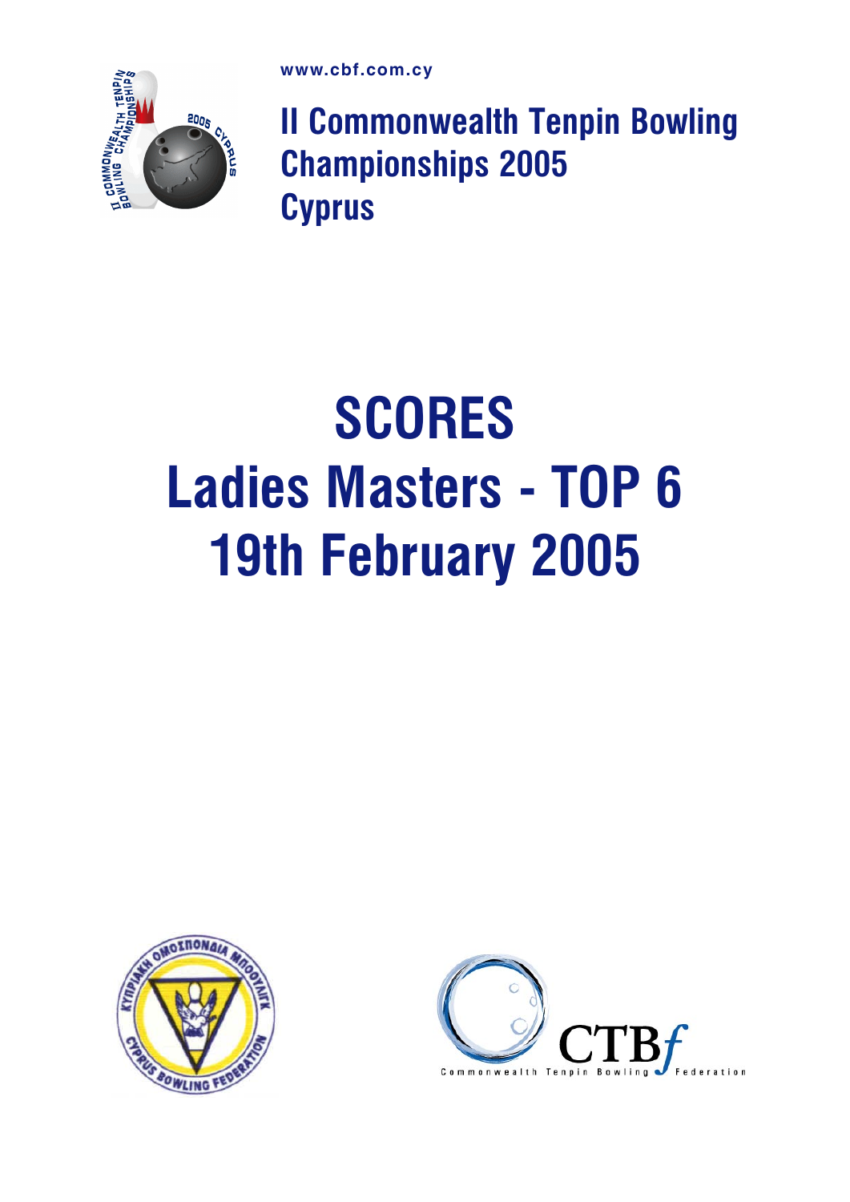www.cbf.com.cy

**II Commonwealth Tenpin Bowling Championships 2005 Cyprus**

# SCORES
# Ladies Masters - TOP 6
# 19th February 2005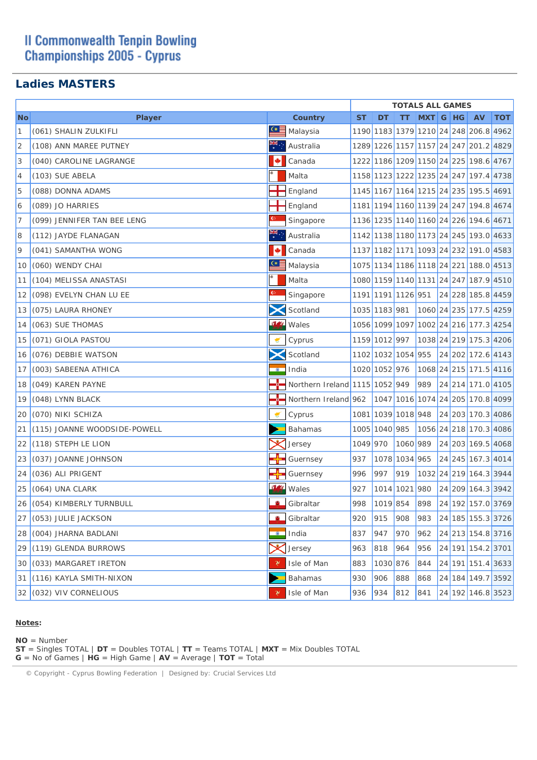# II Commonwealth Tenpin Bowling Championships 2005 - Cyprus

## Ladies MASTERS

| | | | TOTALS ALL GAMES | | | | | | | |
|---|---|---|---|---|---|---|---|---|---|---|
| No | Player | Country | ST | DT | TT | MXT | G | HG | AV | TOT |
| 1 | (061) SHALIN ZULKIFLI | Malaysia | 1190 | 1183 | 1379 | 1210 | 24 | 248 | 206.8 | 4962 |
| 2 | (108) ANN MAREE PUTNEY | Australia | 1289 | 1226 | 1157 | 1157 | 24 | 247 | 201.2 | 4829 |
| 3 | (040) CAROLINE LAGRANGE | Canada | 1222 | 1186 | 1209 | 1150 | 24 | 225 | 198.6 | 4767 |
| 4 | (103) SUE ABELA | Malta | 1158 | 1123 | 1222 | 1235 | 24 | 247 | 197.4 | 4738 |
| 5 | (088) DONNA ADAMS | England | 1145 | 1167 | 1164 | 1215 | 24 | 235 | 195.5 | 4691 |
| 6 | (089) JO HARRIES | England | 1181 | 1194 | 1160 | 1139 | 24 | 247 | 194.8 | 4674 |
| 7 | (099) JENNIFER TAN BEE LENG | Singapore | 1136 | 1235 | 1140 | 1160 | 24 | 226 | 194.6 | 4671 |
| 8 | (112) JAYDE FLANAGAN | Australia | 1142 | 1138 | 1180 | 1173 | 24 | 245 | 193.0 | 4633 |
| 9 | (041) SAMANTHA WONG | Canada | 1137 | 1182 | 1171 | 1093 | 24 | 232 | 191.0 | 4583 |
| 10 | (060) WENDY CHAI | Malaysia | 1075 | 1134 | 1186 | 1118 | 24 | 221 | 188.0 | 4513 |
| 11 | (104) MELISSA ANASTASI | Malta | 1080 | 1159 | 1140 | 1131 | 24 | 247 | 187.9 | 4510 |
| 12 | (098) EVELYN CHAN LU EE | Singapore | 1191 | 1191 | 1126 | 951 | 24 | 228 | 185.8 | 4459 |
| 13 | (075) LAURA RHONEY | Scotland | 1035 | 1183 | 981 | 1060 | 24 | 235 | 177.5 | 4259 |
| 14 | (063) SUE THOMAS | Wales | 1056 | 1099 | 1097 | 1002 | 24 | 216 | 177.3 | 4254 |
| 15 | (071) GIOLA PASTOU | Cyprus | 1159 | 1012 | 997 | 1038 | 24 | 219 | 175.3 | 4206 |
| 16 | (076) DEBBIE WATSON | Scotland | 1102 | 1032 | 1054 | 955 | 24 | 202 | 172.6 | 4143 |
| 17 | (003) SABEENA ATHICA | India | 1020 | 1052 | 976 | 1068 | 24 | 215 | 171.5 | 4116 |
| 18 | (049) KAREN PAYNE | Northern Ireland | 1115 | 1052 | 949 | 989 | 24 | 214 | 171.0 | 4105 |
| 19 | (048) LYNN BLACK | Northern Ireland | 962 | 1047 | 1016 | 1074 | 24 | 205 | 170.8 | 4099 |
| 20 | (070) NIKI SCHIZA | Cyprus | 1081 | 1039 | 1018 | 948 | 24 | 203 | 170.3 | 4086 |
| 21 | (115) JOANNE WOODSIDE-POWELL | Bahamas | 1005 | 1040 | 985 | 1056 | 24 | 218 | 170.3 | 4086 |
| 22 | (118) STEPH LE LION | Jersey | 1049 | 970 | 1060 | 989 | 24 | 203 | 169.5 | 4068 |
| 23 | (037) JOANNE JOHNSON | Guernsey | 937 | 1078 | 1034 | 965 | 24 | 245 | 167.3 | 4014 |
| 24 | (036) ALI PRIGENT | Guernsey | 996 | 997 | 919 | 1032 | 24 | 219 | 164.3 | 3944 |
| 25 | (064) UNA CLARK | Wales | 927 | 1014 | 1021 | 980 | 24 | 209 | 164.3 | 3942 |
| 26 | (054) KIMBERLY TURNBULL | Gibraltar | 998 | 1019 | 854 | 898 | 24 | 192 | 157.0 | 3769 |
| 27 | (053) JULIE JACKSON | Gibraltar | 920 | 915 | 908 | 983 | 24 | 185 | 155.3 | 3726 |
| 28 | (004) JHARNA BADLANI | India | 837 | 947 | 970 | 962 | 24 | 213 | 154.8 | 3716 |
| 29 | (119) GLENDA BURROWS | Jersey | 963 | 818 | 964 | 956 | 24 | 191 | 154.2 | 3701 |
| 30 | (033) MARGARET IRETON | Isle of Man | 883 | 1030 | 876 | 844 | 24 | 191 | 151.4 | 3633 |
| 31 | (116) KAYLA SMITH-NIXON | Bahamas | 930 | 906 | 888 | 868 | 24 | 184 | 149.7 | 3592 |
| 32 | (032) VIV CORNELIOUS | Isle of Man | 936 | 934 | 812 | 841 | 24 | 192 | 146.8 | 3523 |

**Notes:**

**NO** = Number
**ST** = Singles TOTAL | **DT** = Doubles TOTAL | **TT** = Teams TOTAL | **MXT** = Mix Doubles TOTAL
**G** = No of Games | **HG** = High Game | **AV** = Average | **TOT** = Total

© Copyright - Cyprus Bowling Federation | Designed by: Crucial Services Ltd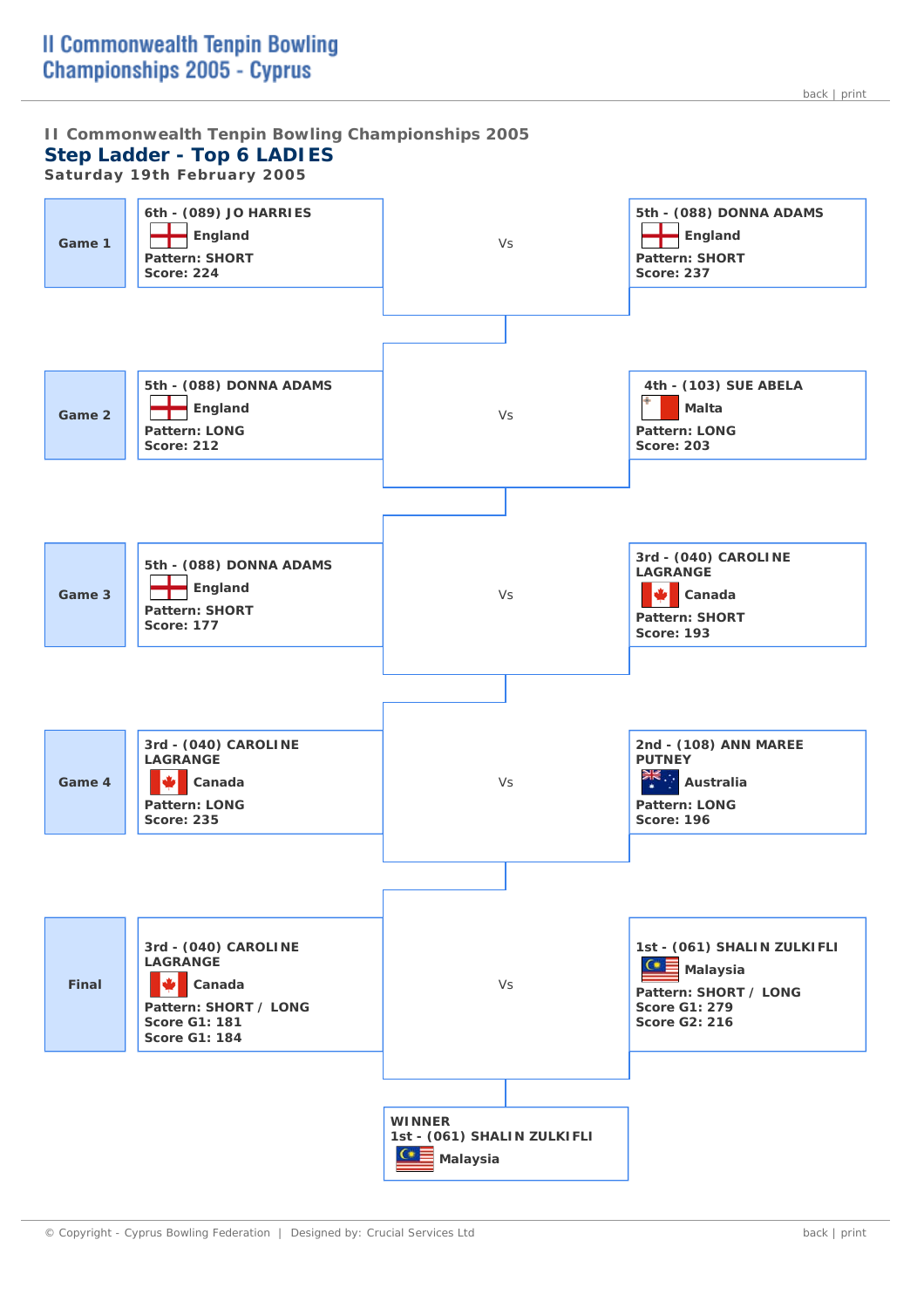# II Commonwealth Tenpin Bowling Championships 2005 - Cyprus

back | print

II Commonwealth Tenpin Bowling Championships 2005

## Step Ladder - Top 6 LADIES

**Saturday 19th February 2005**

| Game | Player | | Player |
|---|---|---|---|
| **Game 1** | **6th - (089) JO HARRIES**<br>**England**<br>**Pattern: SHORT**<br>**Score: 224** | Vs | **5th - (088) DONNA ADAMS**<br>**England**<br>**Pattern: SHORT**<br>**Score: 237** |
| **Game 2** | **5th - (088) DONNA ADAMS**<br>**England**<br>**Pattern: LONG**<br>**Score: 212** | Vs | **4th - (103) SUE ABELA**<br>**Malta**<br>**Pattern: LONG**<br>**Score: 203** |
| **Game 3** | **5th - (088) DONNA ADAMS**<br>**England**<br>**Pattern: SHORT**<br>**Score: 177** | Vs | **3rd - (040) CAROLINE LAGRANGE**<br>**Canada**<br>**Pattern: SHORT**<br>**Score: 193** |
| **Game 4** | **3rd - (040) CAROLINE LAGRANGE**<br>**Canada**<br>**Pattern: LONG**<br>**Score: 235** | Vs | **2nd - (108) ANN MAREE PUTNEY**<br>**Australia**<br>**Pattern: LONG**<br>**Score: 196** |
| **Final** | **3rd - (040) CAROLINE LAGRANGE**<br>**Canada**<br>**Pattern: SHORT / LONG**<br>**Score G1: 181**<br>**Score G1: 184** | Vs | **1st - (061) SHALIN ZULKIFLI**<br>**Malaysia**<br>**Pattern: SHORT / LONG**<br>**Score G1: 279**<br>**Score G2: 216** |

**WINNER**
**1st - (061) SHALIN ZULKIFLI**
**Malaysia**

© Copyright - Cyprus Bowling Federation | Designed by: Crucial Services Ltd

back | print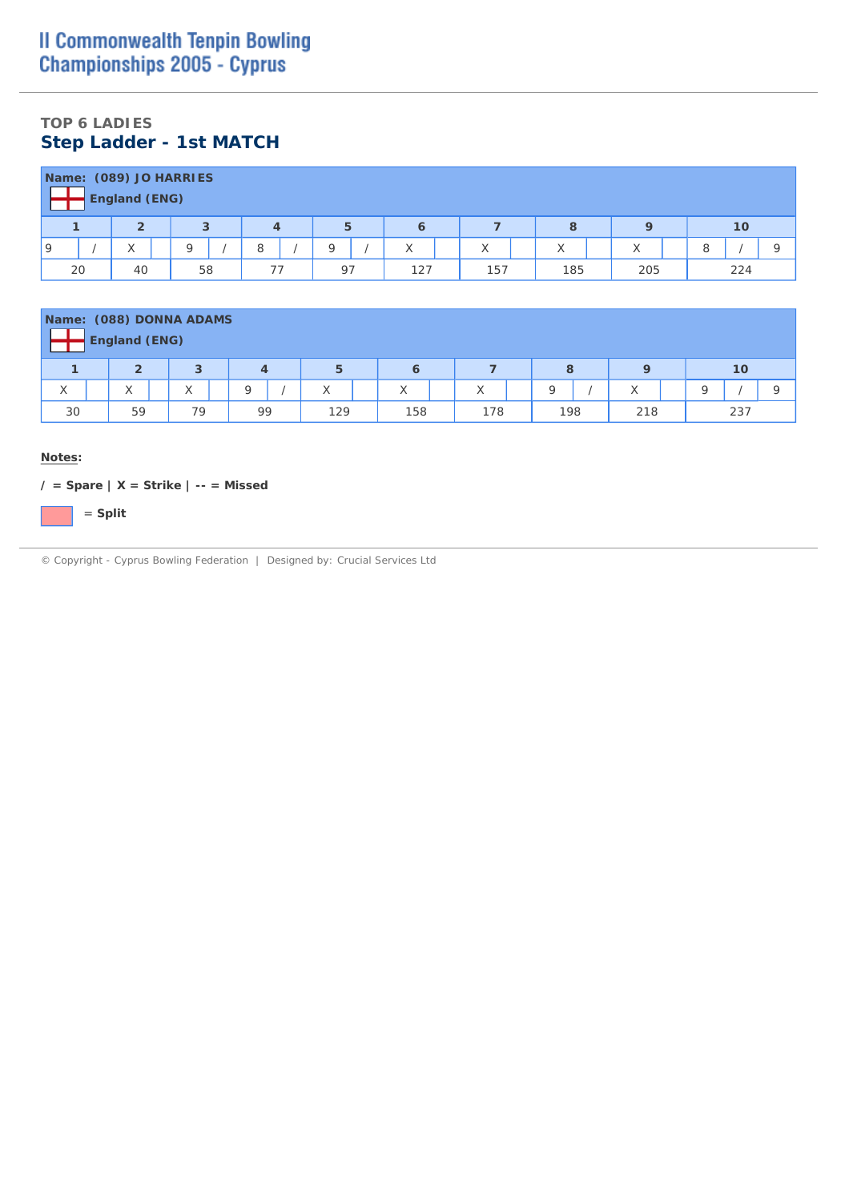# II Commonwealth Tenpin Bowling Championships 2005 - Cyprus

### TOP 6 LADIES

## Step Ladder - 1st MATCH

**Name: (089) JO HARRIES**

England (ENG)

| 1 | | 2 | | 3 | | 4 | | 5 | | 6 | | 7 | | 8 | | 9 | | 10 | | |
|---|---|---|---|---|---|---|---|---|---|---|---|---|---|---|---|---|---|---|---|---|
| 9 | / | X | | 9 | / | 8 | / | 9 | / | X | | X | | X | | X | | 8 | / | 9 |
| 20 | | 40 | | 58 | | 77 | | 97 | | 127 | | 157 | | 185 | | 205 | | 224 | | |

**Name: (088) DONNA ADAMS**

England (ENG)

| 1 | | 2 | | 3 | | 4 | | 5 | | 6 | | 7 | | 8 | | 9 | | 10 | | |
|---|---|---|---|---|---|---|---|---|---|---|---|---|---|---|---|---|---|---|---|---|
| X | | X | | X | | 9 | / | X | | X | | X | | 9 | / | X | | 9 | / | 9 |
| 30 | | 59 | | 79 | | 99 | | 129 | | 158 | | 178 | | 198 | | 218 | | 237 | | |

**Notes:**

**/ = Spare | X = Strike | -- = Missed**

**= Split**

© Copyright - Cyprus Bowling Federation | Designed by: Crucial Services Ltd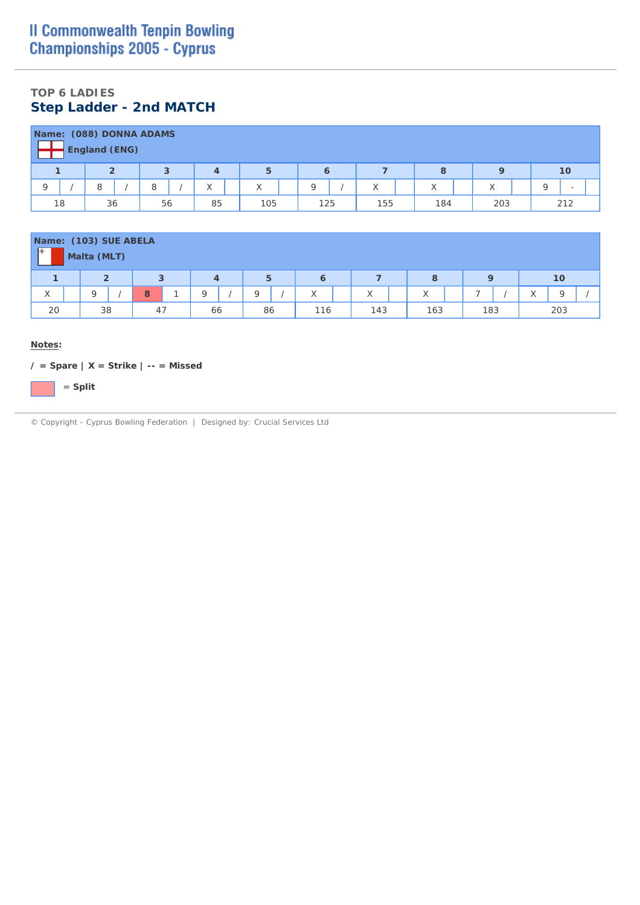# II Commonwealth Tenpin Bowling Championships 2005 - Cyprus

### TOP 6 LADIES

## Step Ladder - 2nd MATCH

**Name: (088) DONNA ADAMS**

**England (ENG)**

| 1 | | 2 | | 3 | | 4 | | 5 | | 6 | | 7 | | 8 | | 9 | | 10 | | |
|---|---|---|---|---|---|---|---|---|---|---|---|---|---|---|---|---|---|---|---|---|
| 9 | / | 8 | / | 8 | / | X | | X | | 9 | / | X | | X | | X | | 9 | - | |
| 18 | | 36 | | 56 | | 85 | | 105 | | 125 | | 155 | | 184 | | 203 | | 212 | | |

**Name: (103) SUE ABELA**

**Malta (MLT)**

| 1 | | 2 | | 3 | | 4 | | 5 | | 6 | | 7 | | 8 | | 9 | | 10 | | |
|---|---|---|---|---|---|---|---|---|---|---|---|---|---|---|---|---|---|---|---|---|
| X | | 9 | / | 8 (Split) | 1 | 9 | / | 9 | / | X | | X | | X | | 7 | / | X | 9 | / |
| 20 | | 38 | | 47 | | 66 | | 86 | | 116 | | 143 | | 163 | | 183 | | 203 | | |

**Notes:**

**/ = Spare | X = Strike | -- = Missed**

**= Split**

© Copyright - Cyprus Bowling Federation | Designed by: Crucial Services Ltd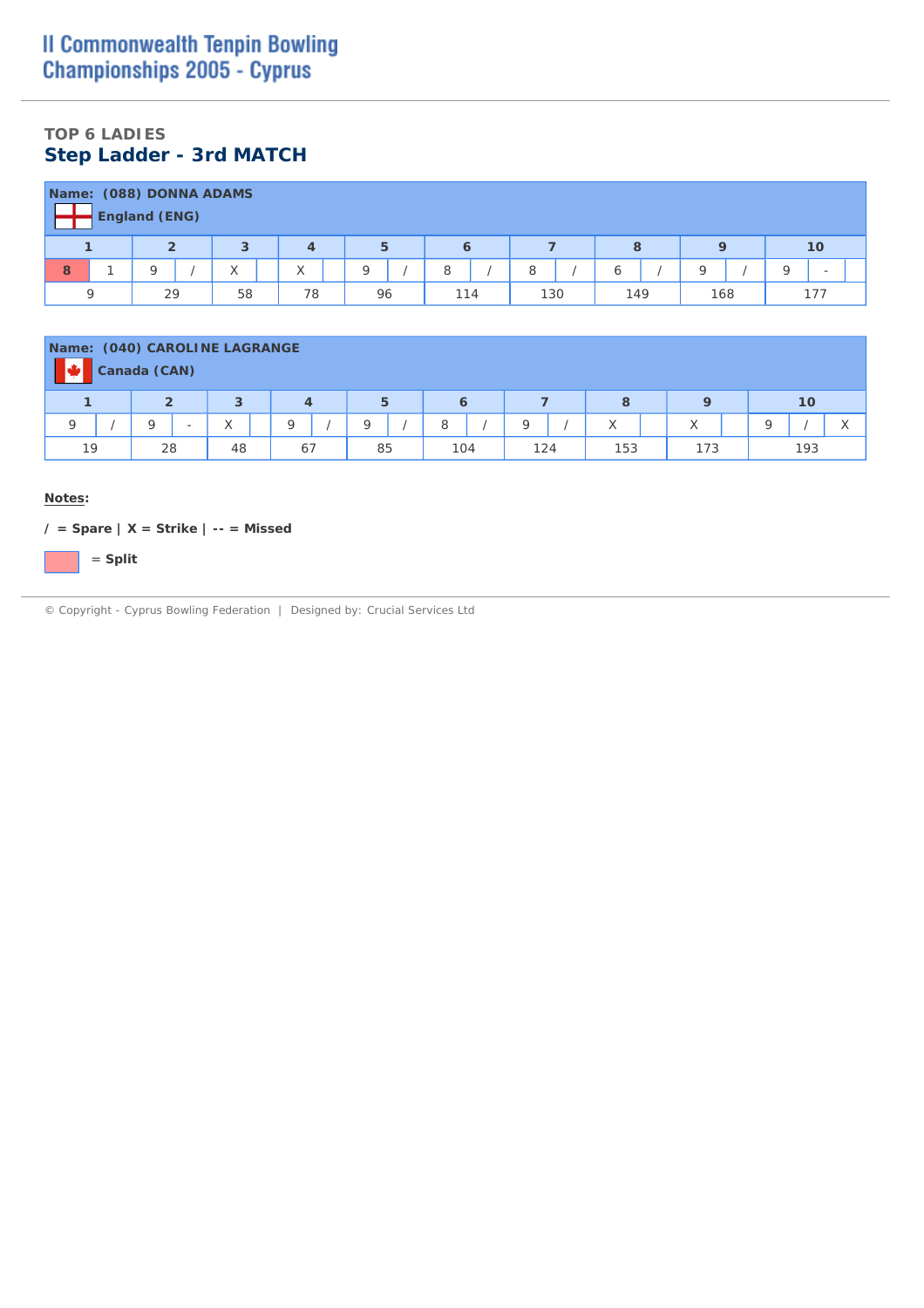# II Commonwealth Tenpin Bowling Championships 2005 - Cyprus

### TOP 6 LADIES

## Step Ladder - 3rd MATCH

**Name: (088) DONNA ADAMS**
**England (ENG)**

| 1 | | 2 | | 3 | | 4 | | 5 | | 6 | | 7 | | 8 | | 9 | | 10 | | |
|---|---|---|---|---|---|---|---|---|---|---|---|---|---|---|---|---|---|---|---|---|
| 8 | 1 | 9 | / | X | | X | | 9 | / | 8 | / | 8 | / | 6 | / | 9 | / | 9 | - | |
| 9 | | 29 | | 58 | | 78 | | 96 | | 114 | | 130 | | 149 | | 168 | | 177 | | |

**Name: (040) CAROLINE LAGRANGE**
**Canada (CAN)**

| 1 | | 2 | | 3 | | 4 | | 5 | | 6 | | 7 | | 8 | | 9 | | 10 | | |
|---|---|---|---|---|---|---|---|---|---|---|---|---|---|---|---|---|---|---|---|---|
| 9 | / | 9 | - | X | | 9 | / | 9 | / | 8 | / | 9 | / | X | | X | | 9 | / | X |
| 19 | | 28 | | 48 | | 67 | | 85 | | 104 | | 124 | | 153 | | 173 | | 193 | | |

**Notes:**

**/ = Spare | X = Strike | -- = Missed**

**= Split**

© Copyright - Cyprus Bowling Federation | Designed by: Crucial Services Ltd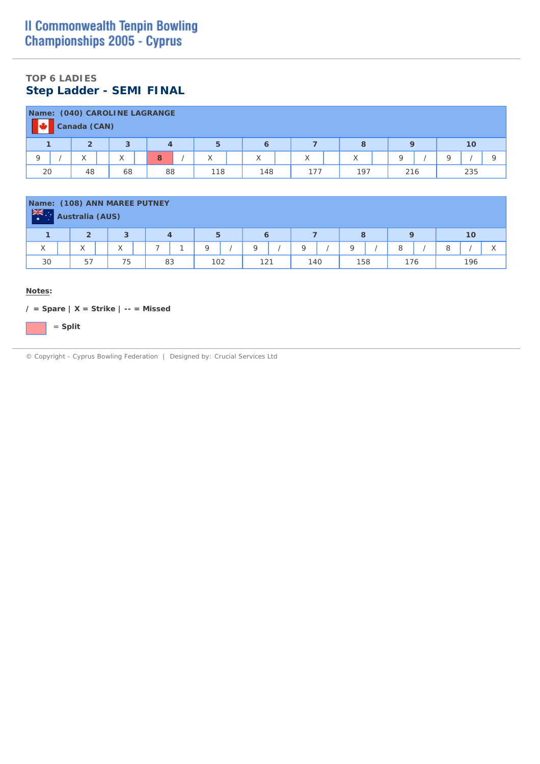# II Commonwealth Tenpin Bowling Championships 2005 - Cyprus

### TOP 6 LADIES

## Step Ladder - SEMI FINAL

**Name: (040) CAROLINE LAGRANGE**

**Canada (CAN)**

| 1 | | 2 | | 3 | | 4 | | 5 | | 6 | | 7 | | 8 | | 9 | | 10 | | |
|---|---|---|---|---|---|---|---|---|---|---|---|---|---|---|---|---|---|---|---|---|
| 9 | / | X | | X | | **8** | / | X | | X | | X | | X | | 9 | / | 9 | / | 9 |
| 20 | | 48 | | 68 | | 88 | | 118 | | 148 | | 177 | | 197 | | 216 | | 235 | | |

**Name: (108) ANN MAREE PUTNEY**

**Australia (AUS)**

| 1 | | 2 | | 3 | | 4 | | 5 | | 6 | | 7 | | 8 | | 9 | | 10 | | |
|---|---|---|---|---|---|---|---|---|---|---|---|---|---|---|---|---|---|---|---|---|
| X | | X | | X | | 7 | 1 | 9 | / | 9 | / | 9 | / | 9 | / | 8 | / | 8 | / | X |
| 30 | | 57 | | 75 | | 83 | | 102 | | 121 | | 140 | | 158 | | 176 | | 196 | | |

**Notes:**

**/ = Spare | X = Strike | -- = Missed**

**= Split** (highlighted)

© Copyright - Cyprus Bowling Federation | Designed by: Crucial Services Ltd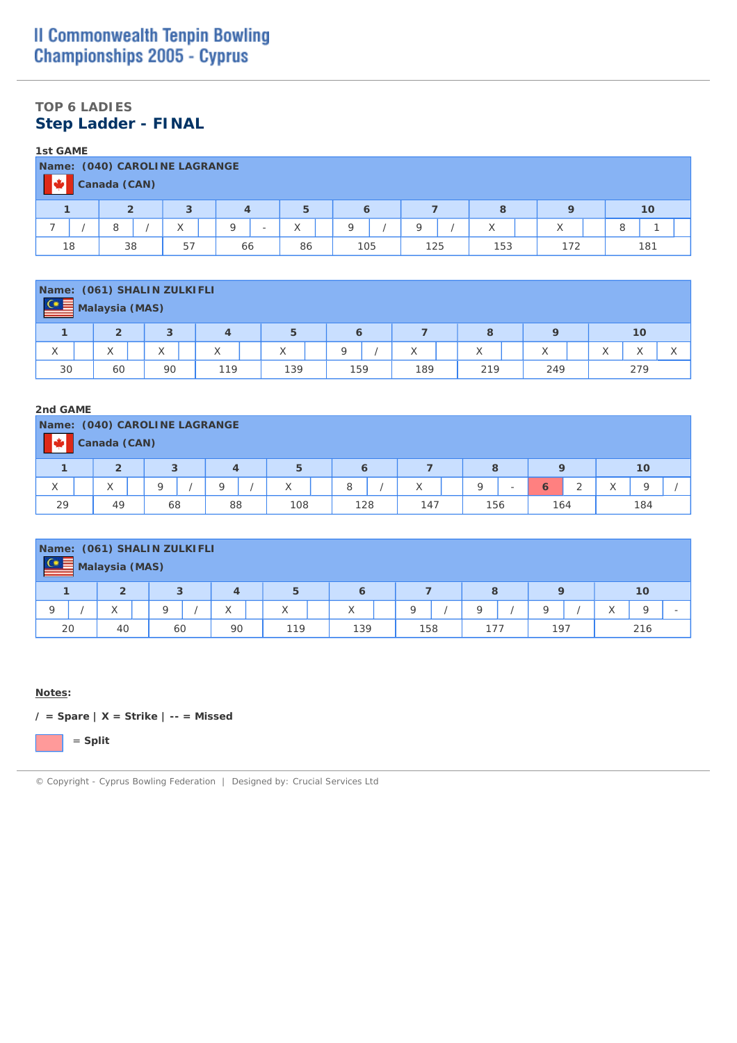# II Commonwealth Tenpin Bowling Championships 2005 - Cyprus

## TOP 6 LADIES

## Step Ladder - FINAL

**1st GAME**

**Name: (040) CAROLINE LAGRANGE**
**Canada (CAN)**

| 1 | | 2 | | 3 | | 4 | | 5 | | 6 | | 7 | | 8 | | 9 | | 10 | | |
|---|---|---|---|---|---|---|---|---|---|---|---|---|---|---|---|---|---|---|---|---|
| 7 | / | 8 | / | X | | 9 | - | X | | 9 | / | 9 | / | X | | X | | 8 | 1 | |
| 18 | | 38 | | 57 | | 66 | | 86 | | 105 | | 125 | | 153 | | 172 | | 181 | | |

**Name: (061) SHALIN ZULKIFLI**
**Malaysia (MAS)**

| 1 | | 2 | | 3 | | 4 | | 5 | | 6 | | 7 | | 8 | | 9 | | 10 | | |
|---|---|---|---|---|---|---|---|---|---|---|---|---|---|---|---|---|---|---|---|---|
| X | | X | | X | | X | | X | | 9 | / | X | | X | | X | | X | X | X |
| 30 | | 60 | | 90 | | 119 | | 139 | | 159 | | 189 | | 219 | | 249 | | 279 | | |

**2nd GAME**

**Name: (040) CAROLINE LAGRANGE**
**Canada (CAN)**

| 1 | | 2 | | 3 | | 4 | | 5 | | 6 | | 7 | | 8 | | 9 | | 10 | | |
|---|---|---|---|---|---|---|---|---|---|---|---|---|---|---|---|---|---|---|---|---|
| X | | X | | 9 | / | 9 | / | X | | 8 | / | X | | 9 | - | 6 (split) | 2 | X | 9 | / |
| 29 | | 49 | | 68 | | 88 | | 108 | | 128 | | 147 | | 156 | | 164 | | 184 | | |

**Name: (061) SHALIN ZULKIFLI**
**Malaysia (MAS)**

| 1 | | 2 | | 3 | | 4 | | 5 | | 6 | | 7 | | 8 | | 9 | | 10 | | |
|---|---|---|---|---|---|---|---|---|---|---|---|---|---|---|---|---|---|---|---|---|
| 9 | / | X | | 9 | / | X | | X | | X | | 9 | / | 9 | / | 9 | / | X | 9 | - |
| 20 | | 40 | | 60 | | 90 | | 119 | | 139 | | 158 | | 177 | | 197 | | 216 | | |

**Notes:**

**/ = Spare | X = Strike | -- = Missed**

**(highlighted) = Split**

© Copyright - Cyprus Bowling Federation | Designed by: Crucial Services Ltd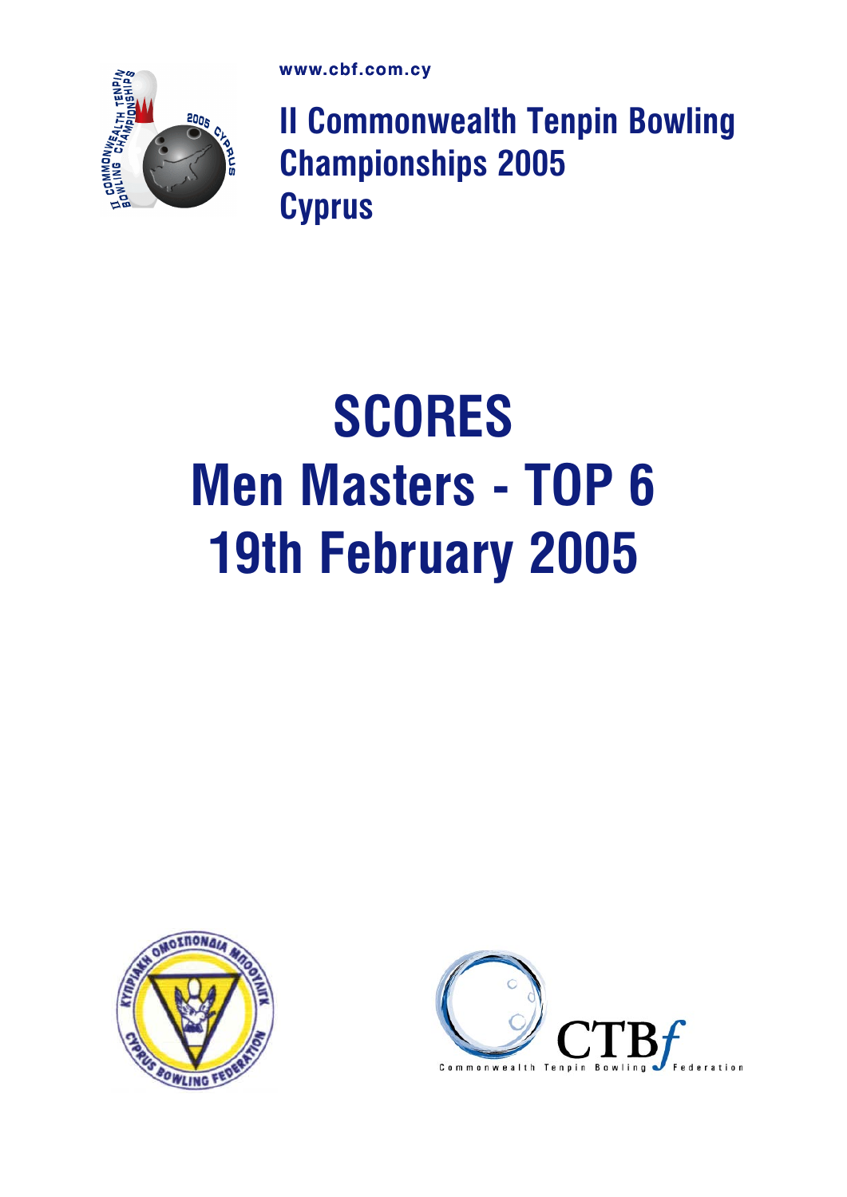www.cbf.com.cy

**II Commonwealth Tenpin Bowling Championships 2005 Cyprus**

# SCORES
# Men Masters - TOP 6
# 19th February 2005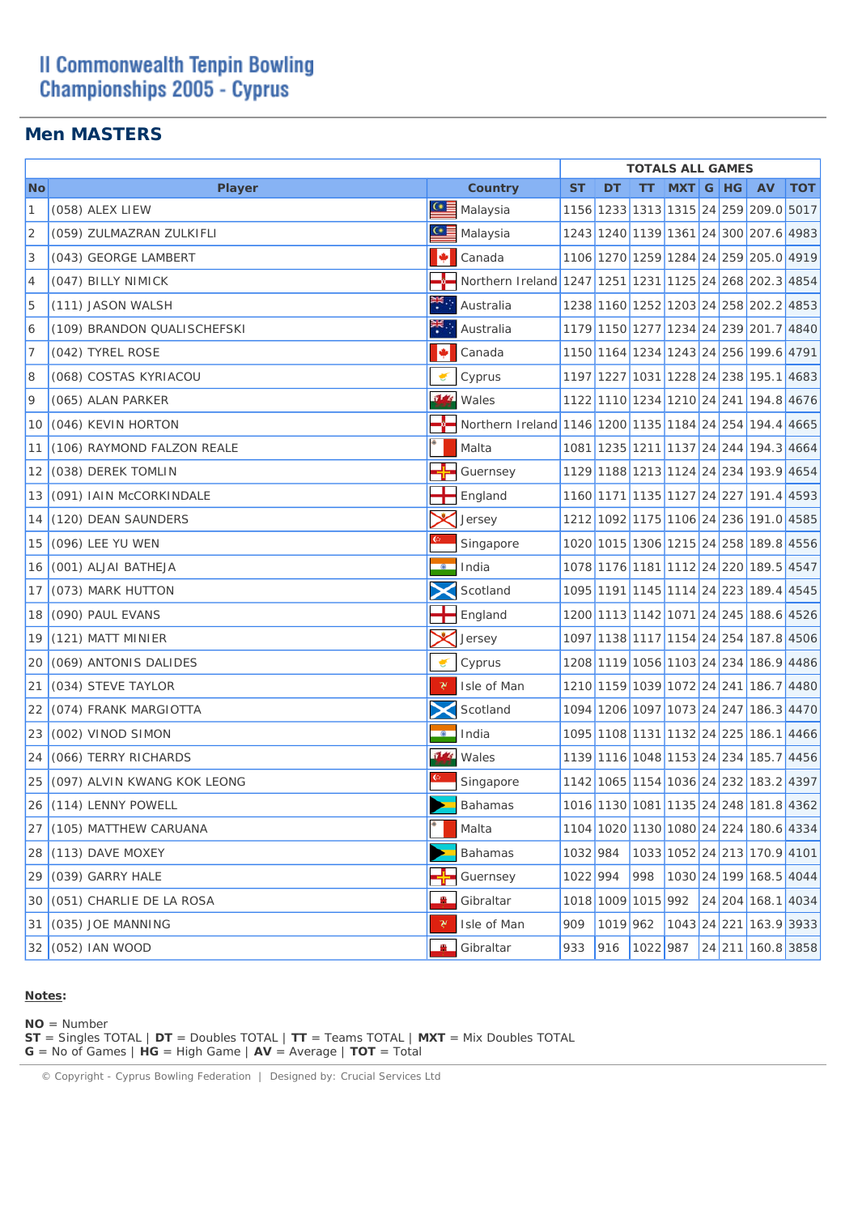# II Commonwealth Tenpin Bowling Championships 2005 - Cyprus

## Men MASTERS

| | | | TOTALS ALL GAMES | | | | | | | |
|---|---|---|---|---|---|---|---|---|---|---|
| No | Player | Country | ST | DT | TT | MXT | G | HG | AV | TOT |
| 1 | (058) ALEX LIEW | Malaysia | 1156 | 1233 | 1313 | 1315 | 24 | 259 | 209.0 | 5017 |
| 2 | (059) ZULMAZRAN ZULKIFLI | Malaysia | 1243 | 1240 | 1139 | 1361 | 24 | 300 | 207.6 | 4983 |
| 3 | (043) GEORGE LAMBERT | Canada | 1106 | 1270 | 1259 | 1284 | 24 | 259 | 205.0 | 4919 |
| 4 | (047) BILLY NIMICK | Northern Ireland | 1247 | 1251 | 1231 | 1125 | 24 | 268 | 202.3 | 4854 |
| 5 | (111) JASON WALSH | Australia | 1238 | 1160 | 1252 | 1203 | 24 | 258 | 202.2 | 4853 |
| 6 | (109) BRANDON QUALISCHEFSKI | Australia | 1179 | 1150 | 1277 | 1234 | 24 | 239 | 201.7 | 4840 |
| 7 | (042) TYREL ROSE | Canada | 1150 | 1164 | 1234 | 1243 | 24 | 256 | 199.6 | 4791 |
| 8 | (068) COSTAS KYRIACOU | Cyprus | 1197 | 1227 | 1031 | 1228 | 24 | 238 | 195.1 | 4683 |
| 9 | (065) ALAN PARKER | Wales | 1122 | 1110 | 1234 | 1210 | 24 | 241 | 194.8 | 4676 |
| 10 | (046) KEVIN HORTON | Northern Ireland | 1146 | 1200 | 1135 | 1184 | 24 | 254 | 194.4 | 4665 |
| 11 | (106) RAYMOND FALZON REALE | Malta | 1081 | 1235 | 1211 | 1137 | 24 | 244 | 194.3 | 4664 |
| 12 | (038) DEREK TOMLIN | Guernsey | 1129 | 1188 | 1213 | 1124 | 24 | 234 | 193.9 | 4654 |
| 13 | (091) IAIN McCORKINDALE | England | 1160 | 1171 | 1135 | 1127 | 24 | 227 | 191.4 | 4593 |
| 14 | (120) DEAN SAUNDERS | Jersey | 1212 | 1092 | 1175 | 1106 | 24 | 236 | 191.0 | 4585 |
| 15 | (096) LEE YU WEN | Singapore | 1020 | 1015 | 1306 | 1215 | 24 | 258 | 189.8 | 4556 |
| 16 | (001) ALJAI BATHEJA | India | 1078 | 1176 | 1181 | 1112 | 24 | 220 | 189.5 | 4547 |
| 17 | (073) MARK HUTTON | Scotland | 1095 | 1191 | 1145 | 1114 | 24 | 223 | 189.4 | 4545 |
| 18 | (090) PAUL EVANS | England | 1200 | 1113 | 1142 | 1071 | 24 | 245 | 188.6 | 4526 |
| 19 | (121) MATT MINIER | Jersey | 1097 | 1138 | 1117 | 1154 | 24 | 254 | 187.8 | 4506 |
| 20 | (069) ANTONIS DALIDES | Cyprus | 1208 | 1119 | 1056 | 1103 | 24 | 234 | 186.9 | 4486 |
| 21 | (034) STEVE TAYLOR | Isle of Man | 1210 | 1159 | 1039 | 1072 | 24 | 241 | 186.7 | 4480 |
| 22 | (074) FRANK MARGIOTTA | Scotland | 1094 | 1206 | 1097 | 1073 | 24 | 247 | 186.3 | 4470 |
| 23 | (002) VINOD SIMON | India | 1095 | 1108 | 1131 | 1132 | 24 | 225 | 186.1 | 4466 |
| 24 | (066) TERRY RICHARDS | Wales | 1139 | 1116 | 1048 | 1153 | 24 | 234 | 185.7 | 4456 |
| 25 | (097) ALVIN KWANG KOK LEONG | Singapore | 1142 | 1065 | 1154 | 1036 | 24 | 232 | 183.2 | 4397 |
| 26 | (114) LENNY POWELL | Bahamas | 1016 | 1130 | 1081 | 1135 | 24 | 248 | 181.8 | 4362 |
| 27 | (105) MATTHEW CARUANA | Malta | 1104 | 1020 | 1130 | 1080 | 24 | 224 | 180.6 | 4334 |
| 28 | (113) DAVE MOXEY | Bahamas | 1032 | 984 | 1033 | 1052 | 24 | 213 | 170.9 | 4101 |
| 29 | (039) GARRY HALE | Guernsey | 1022 | 994 | 998 | 1030 | 24 | 199 | 168.5 | 4044 |
| 30 | (051) CHARLIE DE LA ROSA | Gibraltar | 1018 | 1009 | 1015 | 992 | 24 | 204 | 168.1 | 4034 |
| 31 | (035) JOE MANNING | Isle of Man | 909 | 1019 | 962 | 1043 | 24 | 221 | 163.9 | 3933 |
| 32 | (052) IAN WOOD | Gibraltar | 933 | 916 | 1022 | 987 | 24 | 211 | 160.8 | 3858 |

**Notes:**

**NO** = Number
**ST** = Singles TOTAL | **DT** = Doubles TOTAL | **TT** = Teams TOTAL | **MXT** = Mix Doubles TOTAL
**G** = No of Games | **HG** = High Game | **AV** = Average | **TOT** = Total

© Copyright - Cyprus Bowling Federation | Designed by: Crucial Services Ltd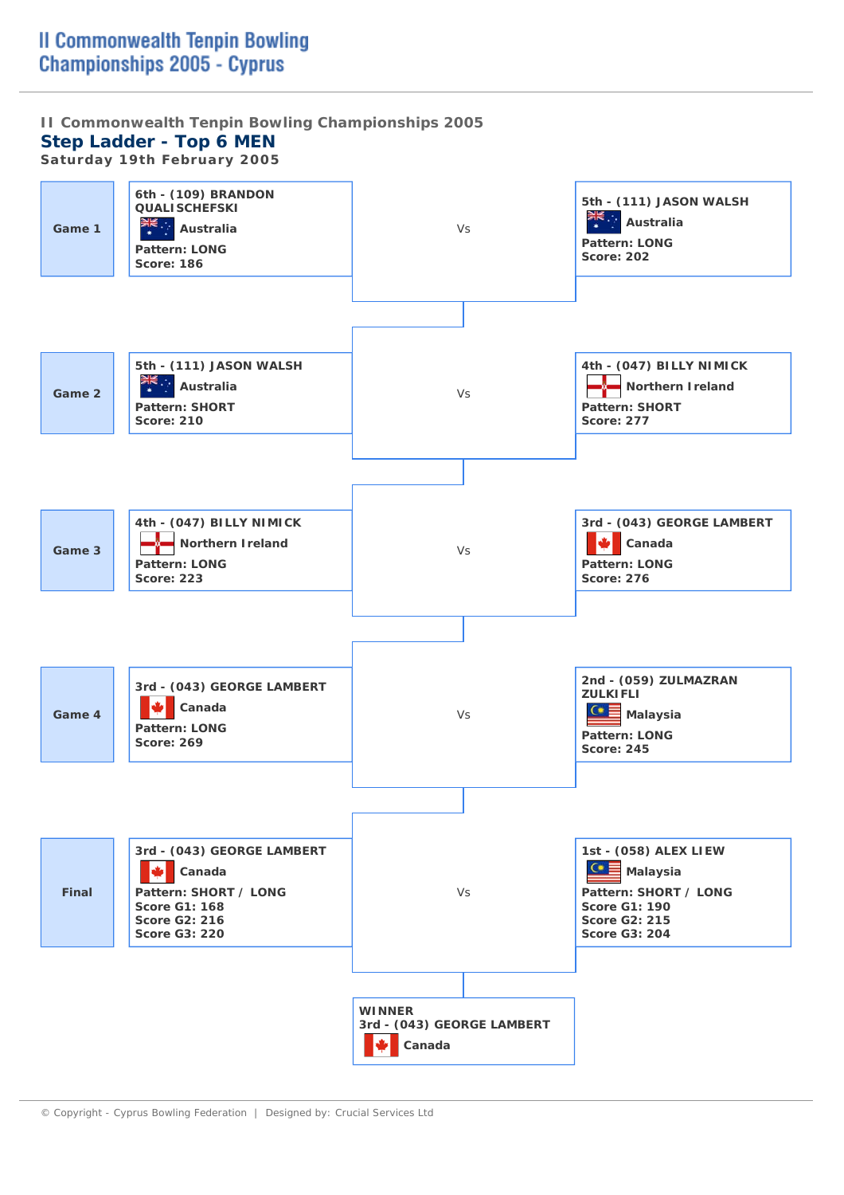# II Commonwealth Tenpin Bowling Championships 2005 - Cyprus

II Commonwealth Tenpin Bowling Championships 2005

## Step Ladder - Top 6 MEN

Saturday 19th February 2005

| Game | Player | | Opponent |
|---|---|---|---|
| **Game 1** | **6th - (109) BRANDON QUALISCHEFSKI**<br>**Australia**<br>**Pattern: LONG**<br>**Score: 186** | Vs | **5th - (111) JASON WALSH**<br>**Australia**<br>**Pattern: LONG**<br>**Score: 202** |
| **Game 2** | **5th - (111) JASON WALSH**<br>**Australia**<br>**Pattern: SHORT**<br>**Score: 210** | Vs | **4th - (047) BILLY NIMICK**<br>**Northern Ireland**<br>**Pattern: SHORT**<br>**Score: 277** |
| **Game 3** | **4th - (047) BILLY NIMICK**<br>**Northern Ireland**<br>**Pattern: LONG**<br>**Score: 223** | Vs | **3rd - (043) GEORGE LAMBERT**<br>**Canada**<br>**Pattern: LONG**<br>**Score: 276** |
| **Game 4** | **3rd - (043) GEORGE LAMBERT**<br>**Canada**<br>**Pattern: LONG**<br>**Score: 269** | Vs | **2nd - (059) ZULMAZRAN ZULKIFLI**<br>**Malaysia**<br>**Pattern: LONG**<br>**Score: 245** |
| **Final** | **3rd - (043) GEORGE LAMBERT**<br>**Canada**<br>**Pattern: SHORT / LONG**<br>**Score G1: 168**<br>**Score G2: 216**<br>**Score G3: 220** | Vs | **1st - (058) ALEX LIEW**<br>**Malaysia**<br>**Pattern: SHORT / LONG**<br>**Score G1: 190**<br>**Score G2: 215**<br>**Score G3: 204** |

**WINNER**
**3rd - (043) GEORGE LAMBERT**
**Canada**

© Copyright - Cyprus Bowling Federation | Designed by: Crucial Services Ltd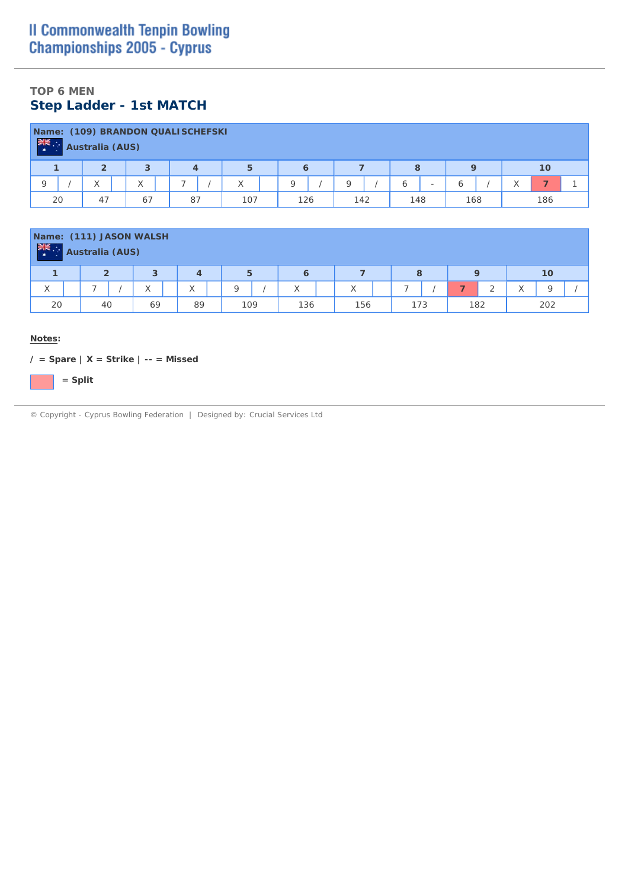# II Commonwealth Tenpin Bowling Championships 2005 - Cyprus

### TOP 6 MEN

## Step Ladder - 1st MATCH

**Name: (109) BRANDON QUALI SCHEFSKI**
**Australia (AUS)**

| 1 | | 2 | | 3 | | 4 | | 5 | | 6 | | 7 | | 8 | | 9 | | 10 | | |
|---|---|---|---|---|---|---|---|---|---|---|---|---|---|---|---|---|---|---|---|---|
| 9 | / | X | | X | | 7 | / | X | | 9 | / | 9 | / | 6 | - | 6 | / | X | 7 | 1 |
| 20 | | 47 | | 67 | | 87 | | 107 | | 126 | | 142 | | 148 | | 168 | | 186 | | |

**Name: (111) JASON WALSH**
**Australia (AUS)**

| 1 | | 2 | | 3 | | 4 | | 5 | | 6 | | 7 | | 8 | | 9 | | 10 | | |
|---|---|---|---|---|---|---|---|---|---|---|---|---|---|---|---|---|---|---|---|---|
| X | | 7 | / | X | | X | | 9 | / | X | | X | | 7 | / | 7 | 2 | X | 9 | / |
| 20 | | 40 | | 69 | | 89 | | 109 | | 136 | | 156 | | 173 | | 182 | | 202 | | |

**Notes:**

**/ = Spare | X = Strike | -- = Missed**

**= Split**

© Copyright - Cyprus Bowling Federation | Designed by: Crucial Services Ltd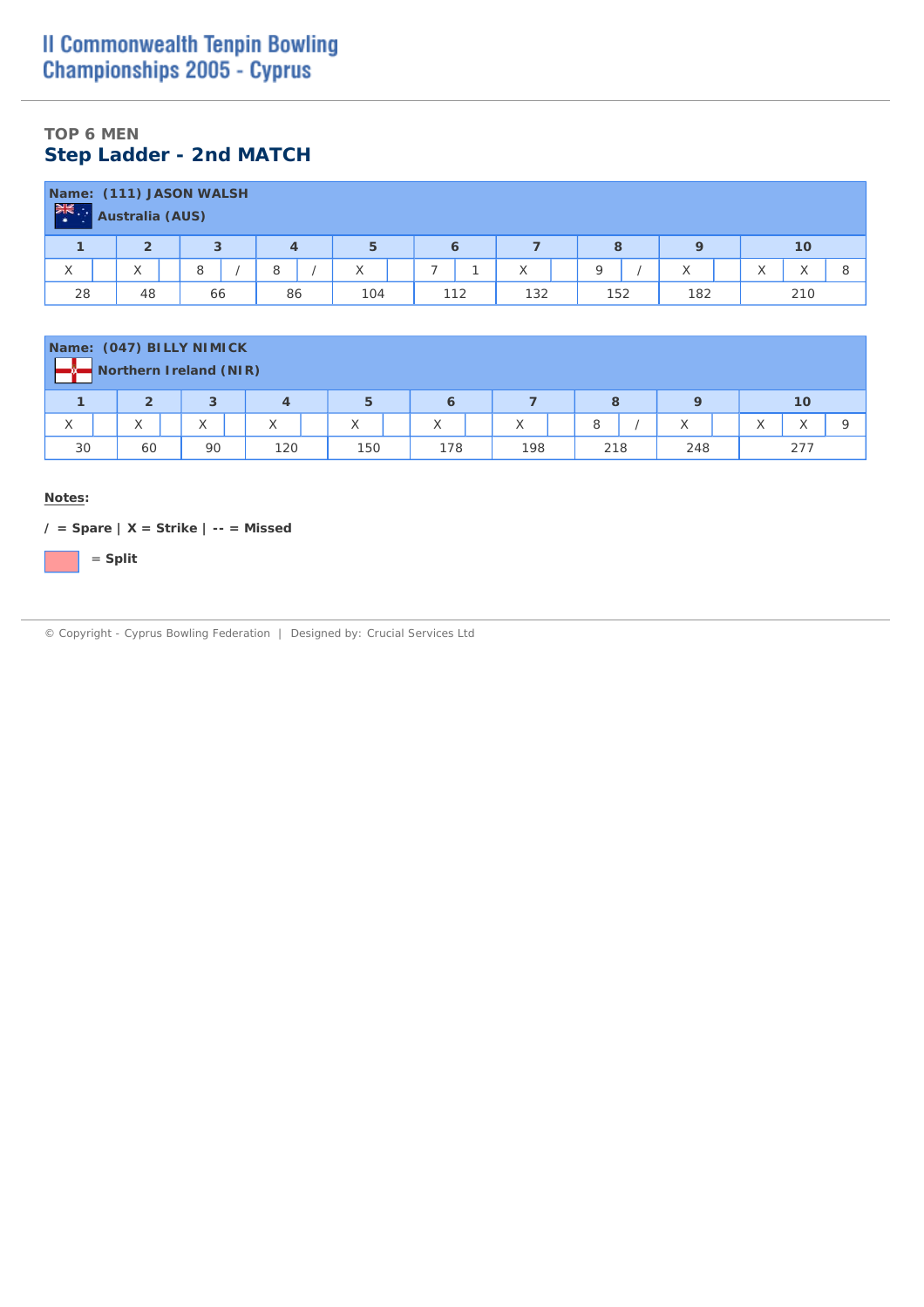# II Commonwealth Tenpin Bowling Championships 2005 - Cyprus

### TOP 6 MEN

## Step Ladder - 2nd MATCH

**Name: (111) JASON WALSH**

**Australia (AUS)**

| 1 | | 2 | | 3 | | 4 | | 5 | | 6 | | 7 | | 8 | | 9 | | 10 | | |
|---|---|---|---|---|---|---|---|---|---|---|---|---|---|---|---|---|---|---|---|---|
| X | | X | | 8 | / | 8 | / | X | | 7 | 1 | X | | 9 | / | X | | X | X | 8 |
| 28 | | 48 | | 66 | | 86 | | 104 | | 112 | | 132 | | 152 | | 182 | | 210 | | |

**Name: (047) BILLY NIMICK**

**Northern Ireland (NIR)**

| 1 | | 2 | | 3 | | 4 | | 5 | | 6 | | 7 | | 8 | | 9 | | 10 | | |
|---|---|---|---|---|---|---|---|---|---|---|---|---|---|---|---|---|---|---|---|---|
| X | | X | | X | | X | | X | | X | | X | | 8 | / | X | | X | X | 9 |
| 30 | | 60 | | 90 | | 120 | | 150 | | 178 | | 198 | | 218 | | 248 | | 277 | | |

**Notes:**

**/ = Spare | X = Strike | -- = Missed**

**= Split**

© Copyright - Cyprus Bowling Federation | Designed by: Crucial Services Ltd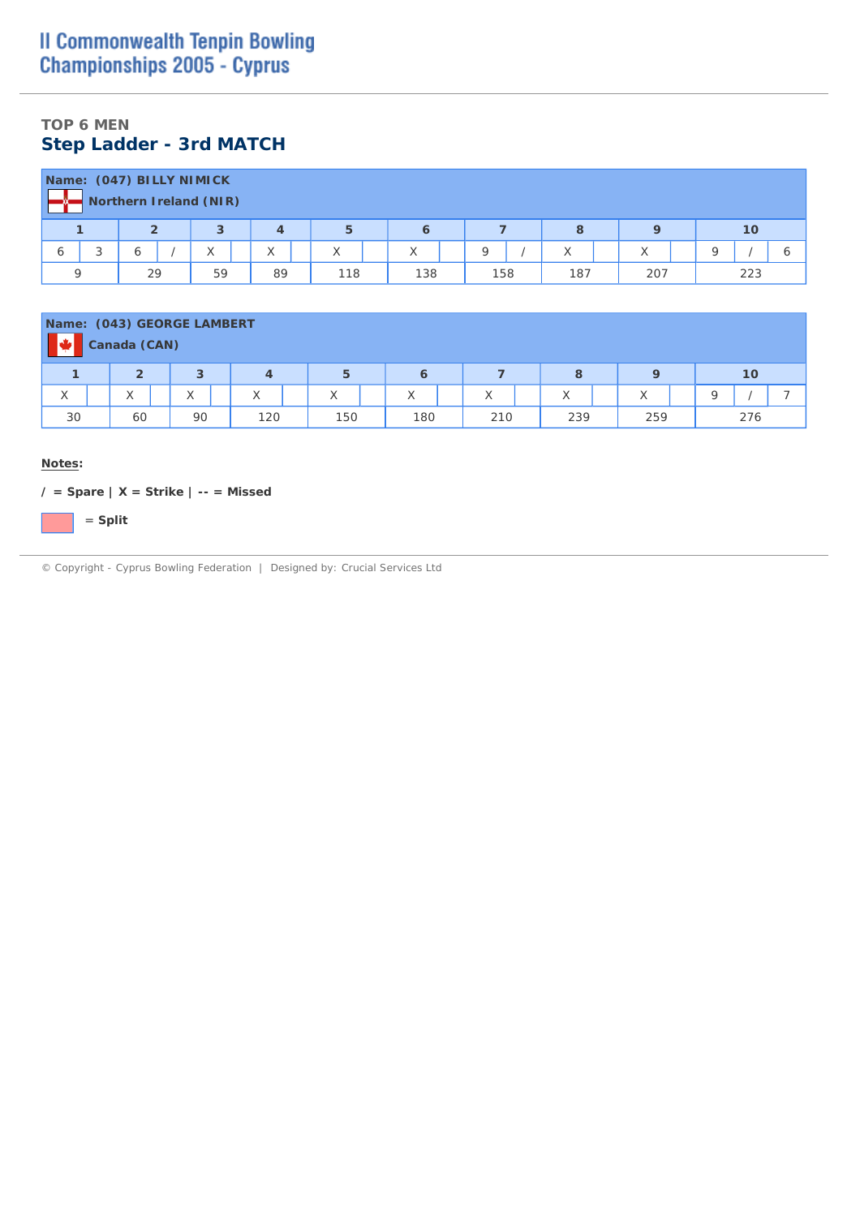# II Commonwealth Tenpin Bowling Championships 2005 - Cyprus

### TOP 6 MEN

## Step Ladder - 3rd MATCH

**Name: (047) BILLY NIMICK**
**Northern Ireland (NIR)**

| 1 | | 2 | | 3 | | 4 | | 5 | | 6 | | 7 | | 8 | | 9 | | 10 | | |
|---|---|---|---|---|---|---|---|---|---|---|---|---|---|---|---|---|---|---|---|---|
| 6 | 3 | 6 | / | X | | X | | X | | X | | 9 | / | X | | X | | 9 | / | 6 |
| 9 | | 29 | | 59 | | 89 | | 118 | | 138 | | 158 | | 187 | | 207 | | 223 | | |

**Name: (043) GEORGE LAMBERT**
**Canada (CAN)**

| 1 | | 2 | | 3 | | 4 | | 5 | | 6 | | 7 | | 8 | | 9 | | 10 | | |
|---|---|---|---|---|---|---|---|---|---|---|---|---|---|---|---|---|---|---|---|---|
| X | | X | | X | | X | | X | | X | | X | | X | | X | | 9 | / | 7 |
| 30 | | 60 | | 90 | | 120 | | 150 | | 180 | | 210 | | 239 | | 259 | | 276 | | |

**Notes:**

**/ = Spare | X = Strike | -- = Missed**

**= Split**

© Copyright - Cyprus Bowling Federation | Designed by: Crucial Services Ltd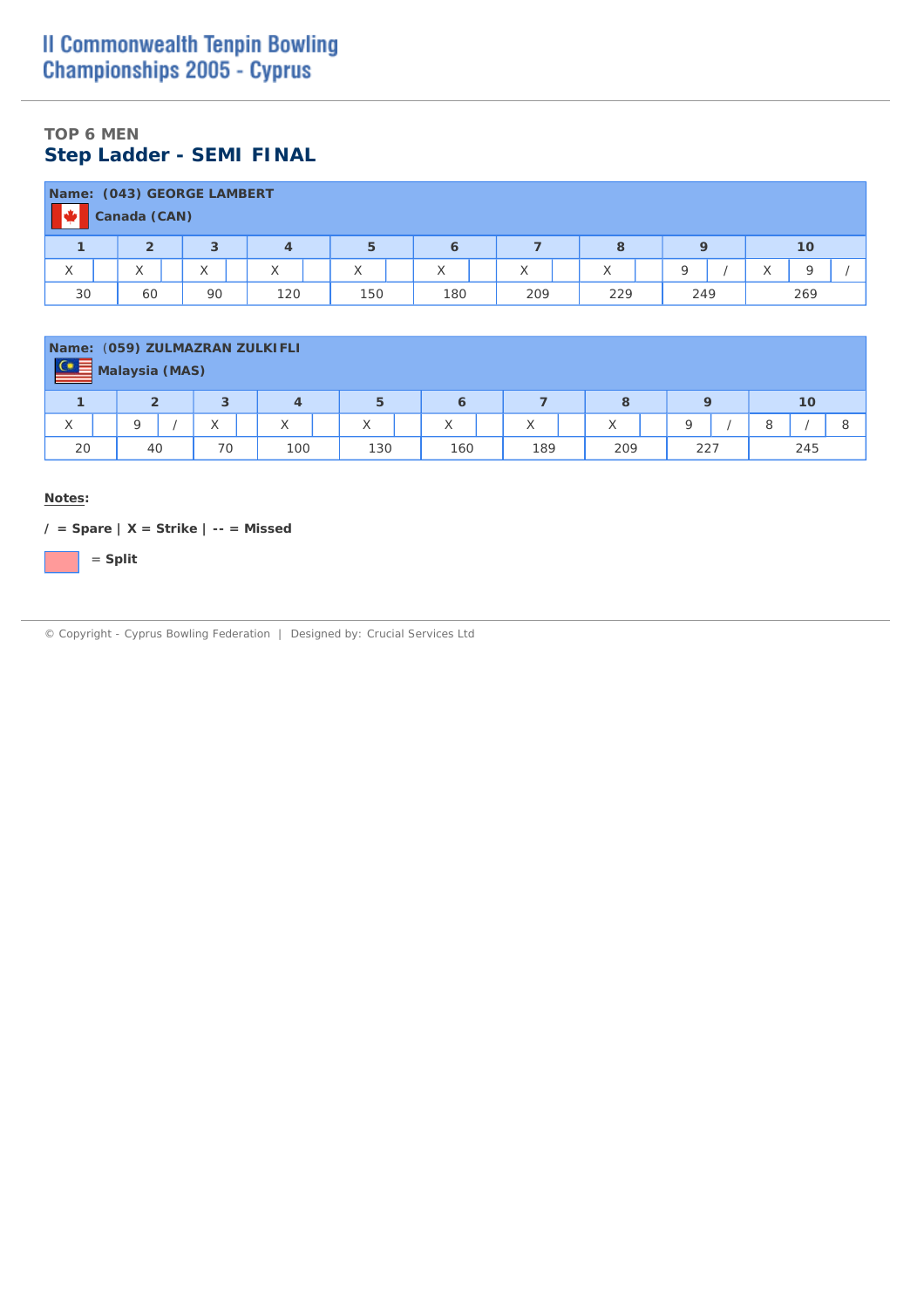# II Commonwealth Tenpin Bowling Championships 2005 - Cyprus

### TOP 6 MEN

## Step Ladder - SEMI FINAL

**Name: (043) GEORGE LAMBERT**

**Canada (CAN)**

| 1 | | 2 | | 3 | | 4 | | 5 | | 6 | | 7 | | 8 | | 9 | | 10 | | |
|---|---|---|---|---|---|---|---|---|---|---|---|---|---|---|---|---|---|---|---|---|
| X | | X | | X | | X | | X | | X | | X | | X | | 9 | / | X | 9 | / |
| 30 | | 60 | | 90 | | 120 | | 150 | | 180 | | 209 | | 229 | | 249 | | 269 | | |

**Name: (059) ZULMAZRAN ZULKIFLI**

**Malaysia (MAS)**

| 1 | | 2 | | 3 | | 4 | | 5 | | 6 | | 7 | | 8 | | 9 | | 10 | | |
|---|---|---|---|---|---|---|---|---|---|---|---|---|---|---|---|---|---|---|---|---|
| X | | 9 | / | X | | X | | X | | X | | X | | X | | 9 | / | 8 | / | 8 |
| 20 | | 40 | | 70 | | 100 | | 130 | | 160 | | 189 | | 209 | | 227 | | 245 | | |

**Notes:**

**/ = Spare | X = Strike | -- = Missed**

**= Split**

© Copyright - Cyprus Bowling Federation | Designed by: Crucial Services Ltd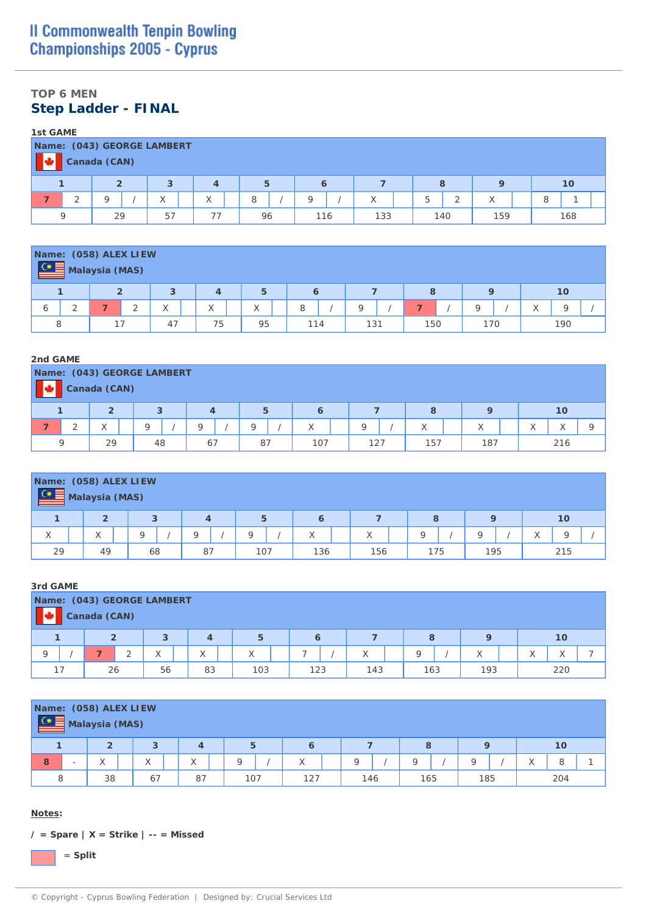# II Commonwealth Tenpin Bowling Championships 2005 - Cyprus

## TOP 6 MEN

## Step Ladder - FINAL

### 1st GAME

**Name: (043) GEORGE LAMBERT**
Canada (CAN)

| 1 | | 2 | | 3 | | 4 | | 5 | | 6 | | 7 | | 8 | | 9 | | 10 | | |
|---|---|---|---|---|---|---|---|---|---|---|---|---|---|---|---|---|---|---|---|---|
| 7 | 2 | 9 | / | X | | X | | 8 | / | 9 | / | X | | 5 | 2 | X | | 8 | 1 | |
| 9 | | 29 | | 57 | | 77 | | 96 | | 116 | | 133 | | 140 | | 159 | | 168 | | |

**Name: (058) ALEX LIEW**
Malaysia (MAS)

| 1 | | 2 | | 3 | | 4 | | 5 | | 6 | | 7 | | 8 | | 9 | | 10 | | |
|---|---|---|---|---|---|---|---|---|---|---|---|---|---|---|---|---|---|---|---|---|
| 6 | 2 | 7 | 2 | X | | X | | X | | 8 | / | 9 | / | 7 | / | 9 | / | X | 9 | / |
| 8 | | 17 | | 47 | | 75 | | 95 | | 114 | | 131 | | 150 | | 170 | | 190 | | |

### 2nd GAME

**Name: (043) GEORGE LAMBERT**
Canada (CAN)

| 1 | | 2 | | 3 | | 4 | | 5 | | 6 | | 7 | | 8 | | 9 | | 10 | | |
|---|---|---|---|---|---|---|---|---|---|---|---|---|---|---|---|---|---|---|---|---|
| 7 | 2 | X | | 9 | / | 9 | / | 9 | / | X | | 9 | / | X | | X | | X | X | 9 |
| 9 | | 29 | | 48 | | 67 | | 87 | | 107 | | 127 | | 157 | | 187 | | 216 | | |

**Name: (058) ALEX LIEW**
Malaysia (MAS)

| 1 | | 2 | | 3 | | 4 | | 5 | | 6 | | 7 | | 8 | | 9 | | 10 | | |
|---|---|---|---|---|---|---|---|---|---|---|---|---|---|---|---|---|---|---|---|---|
| X | | X | | 9 | / | 9 | / | 9 | / | X | | X | | 9 | / | 9 | / | X | 9 | / |
| 29 | | 49 | | 68 | | 87 | | 107 | | 136 | | 156 | | 175 | | 195 | | 215 | | |

### 3rd GAME

**Name: (043) GEORGE LAMBERT**
Canada (CAN)

| 1 | | 2 | | 3 | | 4 | | 5 | | 6 | | 7 | | 8 | | 9 | | 10 | | |
|---|---|---|---|---|---|---|---|---|---|---|---|---|---|---|---|---|---|---|---|---|
| 9 | / | 7 | 2 | X | | X | | X | | 7 | / | X | | 9 | / | X | | X | X | 7 |
| 17 | | 26 | | 56 | | 83 | | 103 | | 123 | | 143 | | 163 | | 193 | | 220 | | |

**Name: (058) ALEX LIEW**
Malaysia (MAS)

| 1 | | 2 | | 3 | | 4 | | 5 | | 6 | | 7 | | 8 | | 9 | | 10 | | |
|---|---|---|---|---|---|---|---|---|---|---|---|---|---|---|---|---|---|---|---|---|
| 8 | - | X | | X | | X | | 9 | / | X | | 9 | / | 9 | / | 9 | / | X | 8 | 1 |
| 8 | | 38 | | 67 | | 87 | | 107 | | 127 | | 146 | | 165 | | 185 | | 204 | | |

**Notes:**

**/ = Spare | X = Strike | -- = Missed**

= Split